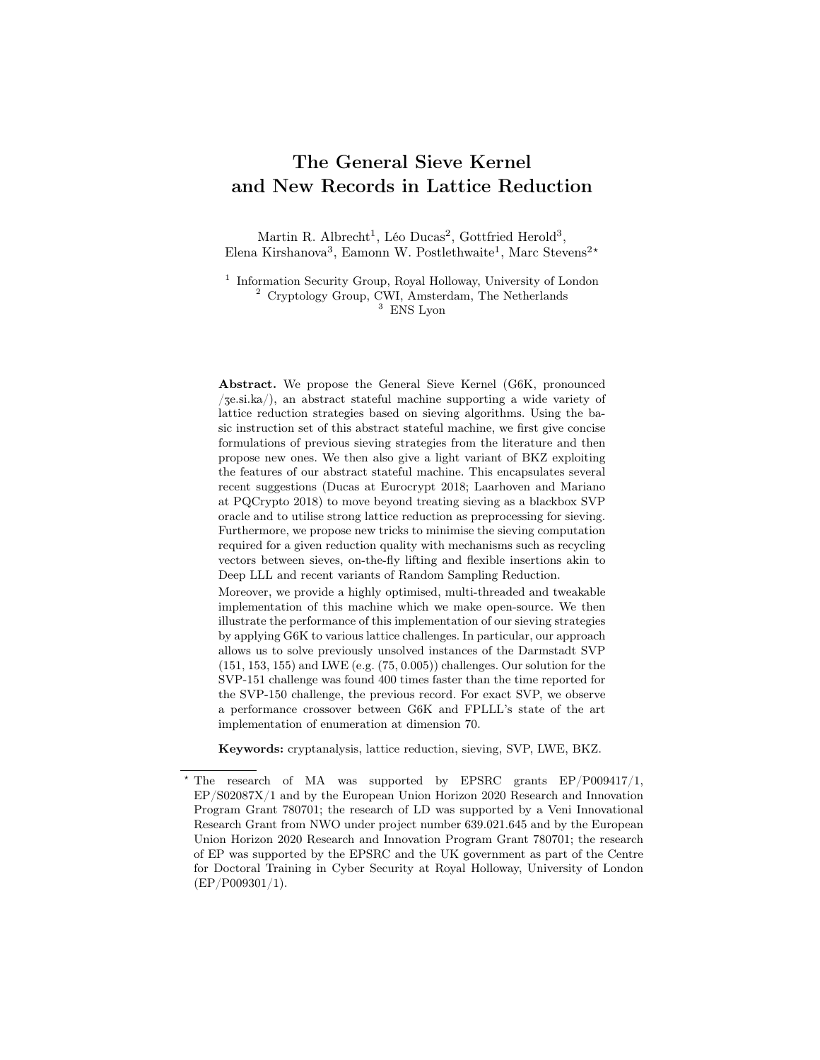# The General Sieve Kernel and New Records in Lattice Reduction

Martin R. Albrecht[1], Léo Ducas[2], Gottfried Herold[3], Elena Kirshanova[3], Eamonn W. Postlethwaite[1], Marc Stevens[2*]

[1] Information Security Group, Royal Holloway, University of London
[2] Cryptology Group, CWI, Amsterdam, The Netherlands
[3] ENS Lyon

**Abstract.** We propose the General Sieve Kernel (G6K, pronounced /ʒe.si.ka/), an abstract stateful machine supporting a wide variety of lattice reduction strategies based on sieving algorithms. Using the basic instruction set of this abstract stateful machine, we first give concise formulations of previous sieving strategies from the literature and then propose new ones. We then also give a light variant of BKZ exploiting the features of our abstract stateful machine. This encapsulates several recent suggestions (Ducas at Eurocrypt 2018; Laarhoven and Mariano at PQCrypto 2018) to move beyond treating sieving as a blackbox SVP oracle and to utilise strong lattice reduction as preprocessing for sieving. Furthermore, we propose new tricks to minimise the sieving computation required for a given reduction quality with mechanisms such as recycling vectors between sieves, on-the-fly lifting and flexible insertions akin to Deep LLL and recent variants of Random Sampling Reduction.

Moreover, we provide a highly optimised, multi-threaded and tweakable implementation of this machine which we make open-source. We then illustrate the performance of this implementation of our sieving strategies by applying G6K to various lattice challenges. In particular, our approach allows us to solve previously unsolved instances of the Darmstadt SVP (151, 153, 155) and LWE (e.g. (75, 0.005)) challenges. Our solution for the SVP-151 challenge was found 400 times faster than the time reported for the SVP-150 challenge, the previous record. For exact SVP, we observe a performance crossover between G6K and FPLLL's state of the art implementation of enumeration at dimension 70.

**Keywords:** cryptanalysis, lattice reduction, sieving, SVP, LWE, BKZ.

---

[*] The research of MA was supported by EPSRC grants EP/P009417/1, EP/S02087X/1 and by the European Union Horizon 2020 Research and Innovation Program Grant 780701; the research of LD was supported by a Veni Innovational Research Grant from NWO under project number 639.021.645 and by the European Union Horizon 2020 Research and Innovation Program Grant 780701; the research of EP was supported by the EPSRC and the UK government as part of the Centre for Doctoral Training in Cyber Security at Royal Holloway, University of London (EP/P009301/1).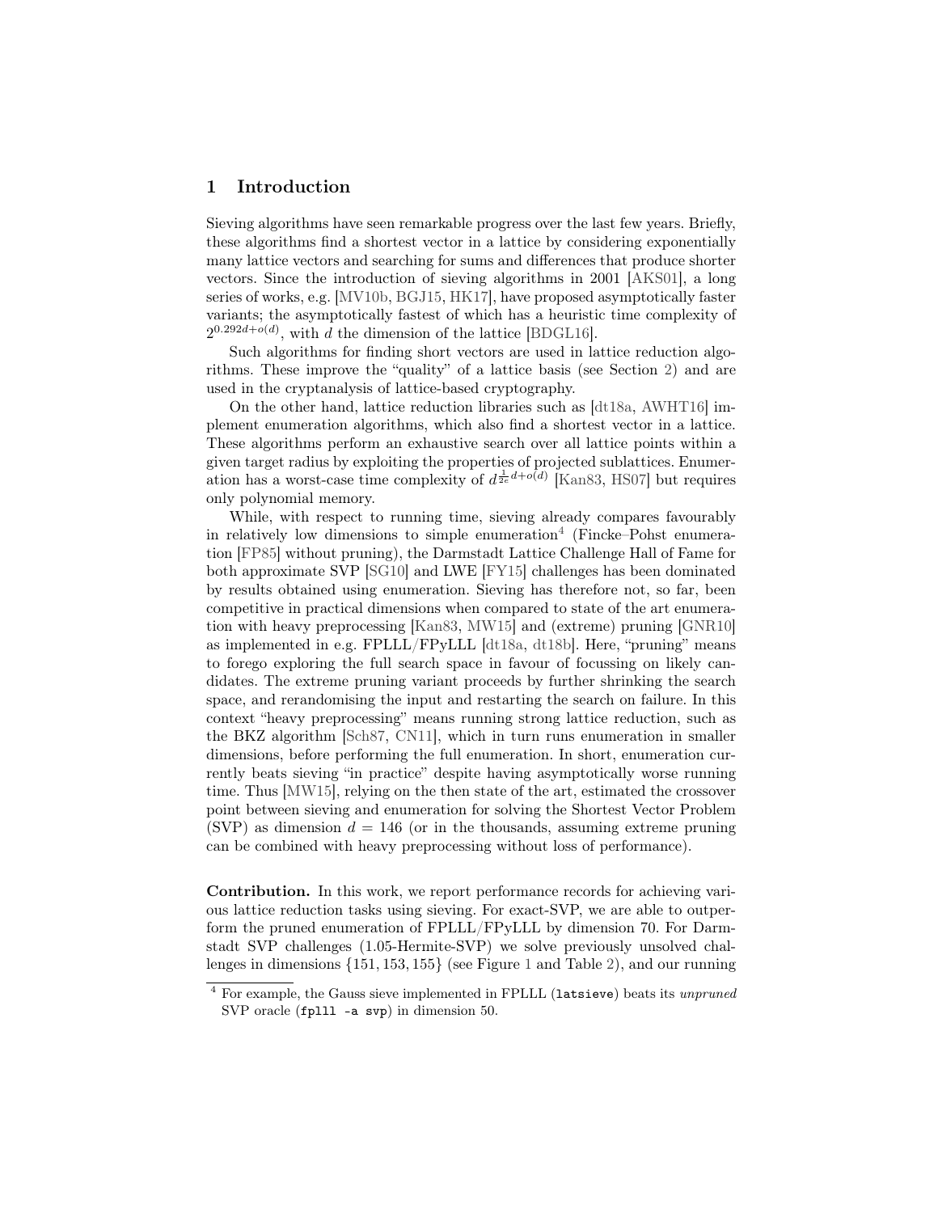## 1 Introduction

Sieving algorithms have seen remarkable progress over the last few years. Briefly, these algorithms find a shortest vector in a lattice by considering exponentially many lattice vectors and searching for sums and differences that produce shorter vectors. Since the introduction of sieving algorithms in 2001 [AKS01], a long series of works, e.g. [MV10b, BGJ15, HK17], have proposed asymptotically faster variants; the asymptotically fastest of which has a heuristic time complexity of $2^{0.292d+o(d)}$, with $d$ the dimension of the lattice [BDGL16].

Such algorithms for finding short vectors are used in lattice reduction algorithms. These improve the "quality" of a lattice basis (see Section 2) and are used in the cryptanalysis of lattice-based cryptography.

On the other hand, lattice reduction libraries such as [dt18a, AWHT16] implement enumeration algorithms, which also find a shortest vector in a lattice. These algorithms perform an exhaustive search over all lattice points within a given target radius by exploiting the properties of projected sublattices. Enumeration has a worst-case time complexity of $d^{\frac{1}{2e}d+o(d)}$ [Kan83, HS07] but requires only polynomial memory.

While, with respect to running time, sieving already compares favourably in relatively low dimensions to simple enumeration[4] (Fincke–Pohst enumeration [FP85] without pruning), the Darmstadt Lattice Challenge Hall of Fame for both approximate SVP [SG10] and LWE [FY15] challenges has been dominated by results obtained using enumeration. Sieving has therefore not, so far, been competitive in practical dimensions when compared to state of the art enumeration with heavy preprocessing [Kan83, MW15] and (extreme) pruning [GNR10] as implemented in e.g. FPLLL/FPyLLL [dt18a, dt18b]. Here, "pruning" means to forego exploring the full search space in favour of focussing on likely candidates. The extreme pruning variant proceeds by further shrinking the search space, and rerandomising the input and restarting the search on failure. In this context "heavy preprocessing" means running strong lattice reduction, such as the BKZ algorithm [Sch87, CN11], which in turn runs enumeration in smaller dimensions, before performing the full enumeration. In short, enumeration currently beats sieving "in practice" despite having asymptotically worse running time. Thus [MW15], relying on the then state of the art, estimated the crossover point between sieving and enumeration for solving the Shortest Vector Problem (SVP) as dimension $d = 146$ (or in the thousands, assuming extreme pruning can be combined with heavy preprocessing without loss of performance).

**Contribution.** In this work, we report performance records for achieving various lattice reduction tasks using sieving. For exact-SVP, we are able to outperform the pruned enumeration of FPLLL/FPyLLL by dimension 70. For Darmstadt SVP challenges (1.05-Hermite-SVP) we solve previously unsolved challenges in dimensions $\{151, 153, 155\}$ (see Figure 1 and Table 2), and our running

[4] For example, the Gauss sieve implemented in FPLLL (`latsieve`) beats its *unpruned* SVP oracle (`fplll -a svp`) in dimension 50.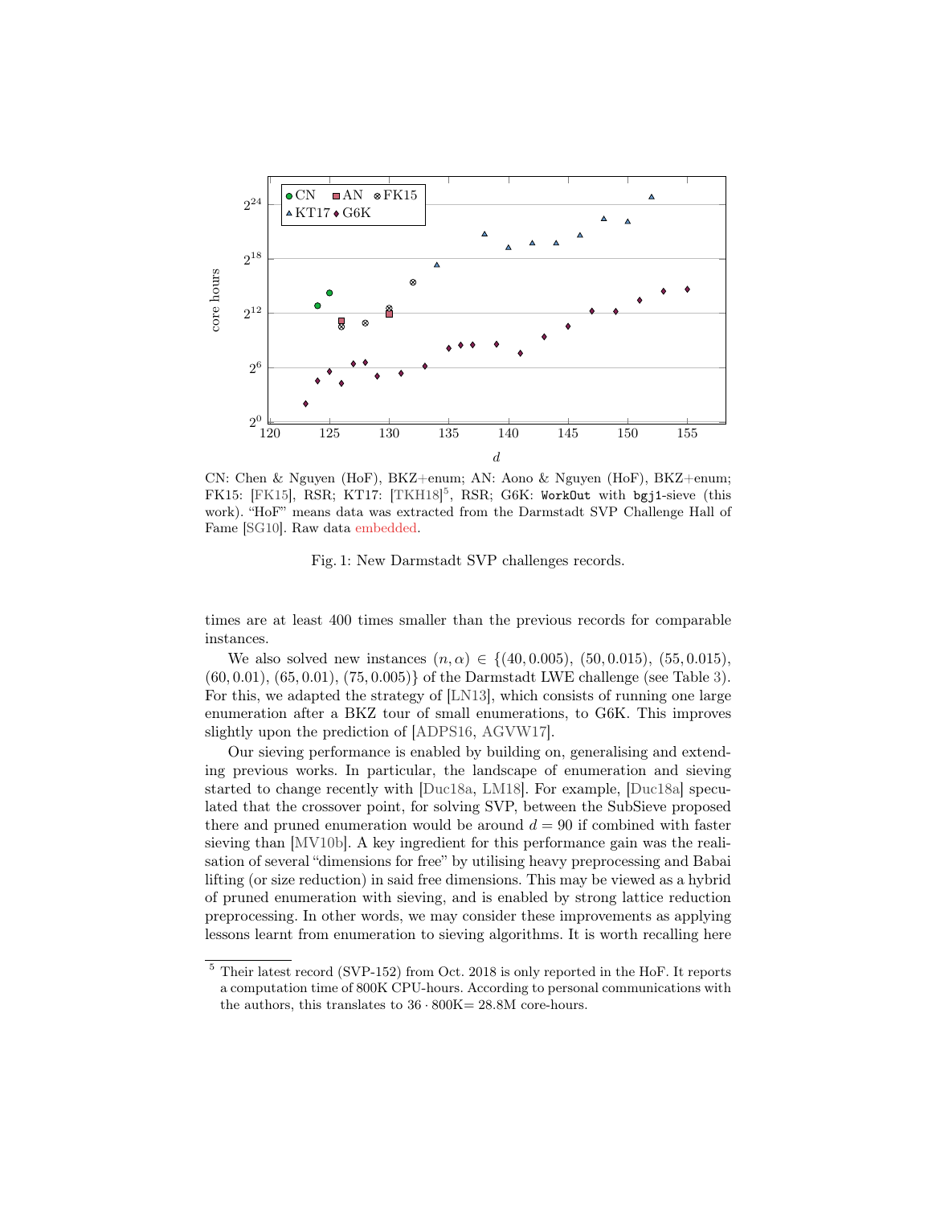CN: Chen & Nguyen (HoF), BKZ+enum; AN: Aono & Nguyen (HoF), BKZ+enum; FK15: [FK15], RSR; KT17: [TKH18][5], RSR; G6K: WorkOut with bgj1-sieve (this work). "HoF" means data was extracted from the Darmstadt SVP Challenge Hall of Fame [SG10]. Raw data embedded.

Fig. 1: New Darmstadt SVP challenges records.

times are at least 400 times smaller than the previous records for comparable instances.

We also solved new instances $(n, \alpha) \in \{(40, 0.005), (50, 0.015), (55, 0.015), (60, 0.01), (65, 0.01), (75, 0.005)\}$ of the Darmstadt LWE challenge (see Table 3). For this, we adapted the strategy of [LN13], which consists of running one large enumeration after a BKZ tour of small enumerations, to G6K. This improves slightly upon the prediction of [ADPS16, AGVW17].

Our sieving performance is enabled by building on, generalising and extending previous works. In particular, the landscape of enumeration and sieving started to change recently with [Duc18a, LM18]. For example, [Duc18a] speculated that the crossover point, for solving SVP, between the SubSieve proposed there and pruned enumeration would be around $d = 90$ if combined with faster sieving than [MV10b]. A key ingredient for this performance gain was the realisation of several "dimensions for free" by utilising heavy preprocessing and Babai lifting (or size reduction) in said free dimensions. This may be viewed as a hybrid of pruned enumeration with sieving, and is enabled by strong lattice reduction preprocessing. In other words, we may consider these improvements as applying lessons learnt from enumeration to sieving algorithms. It is worth recalling here

[5] Their latest record (SVP-152) from Oct. 2018 is only reported in the HoF. It reports a computation time of 800K CPU-hours. According to personal communications with the authors, this translates to $36 \cdot 800\text{K} = 28.8\text{M}$ core-hours.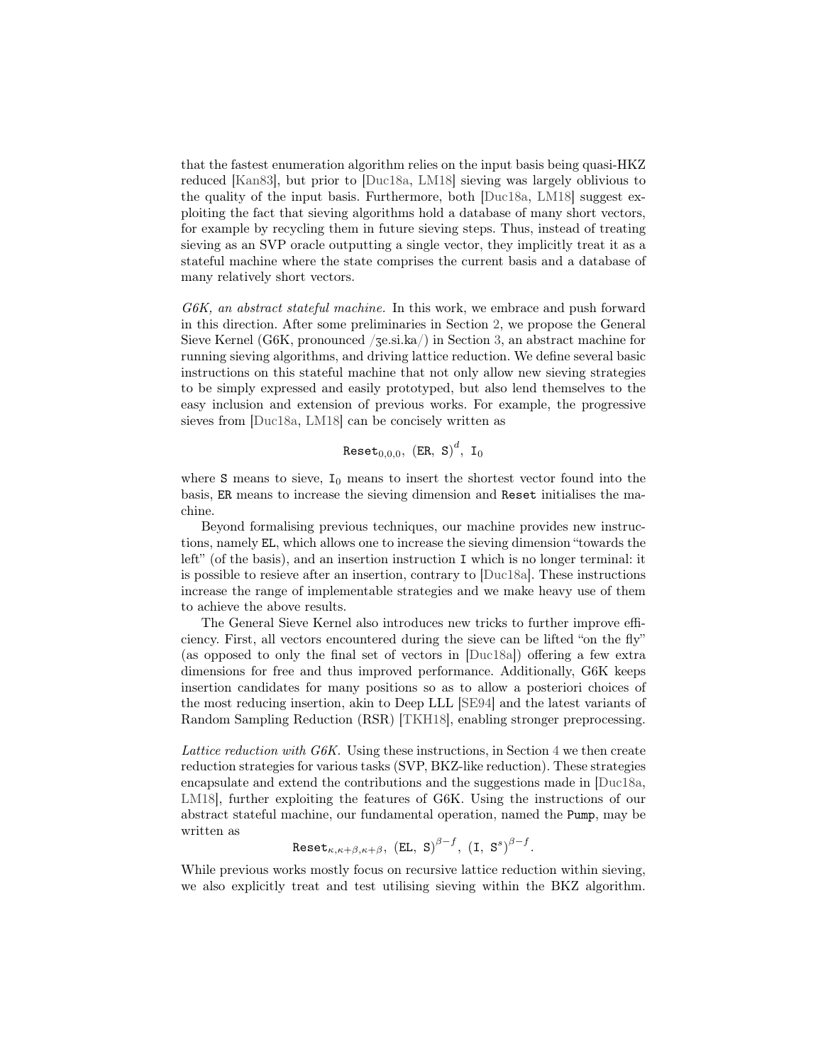that the fastest enumeration algorithm relies on the input basis being quasi-HKZ reduced [Kan83], but prior to [Duc18a, LM18] sieving was largely oblivious to the quality of the input basis. Furthermore, both [Duc18a, LM18] suggest exploiting the fact that sieving algorithms hold a database of many short vectors, for example by recycling them in future sieving steps. Thus, instead of treating sieving as an SVP oracle outputting a single vector, they implicitly treat it as a stateful machine where the state comprises the current basis and a database of many relatively short vectors.

*G6K, an abstract stateful machine.* In this work, we embrace and push forward in this direction. After some preliminaries in Section 2, we propose the General Sieve Kernel (G6K, pronounced /ʒe.si.ka/) in Section 3, an abstract machine for running sieving algorithms, and driving lattice reduction. We define several basic instructions on this stateful machine that not only allow new sieving strategies to be simply expressed and easily prototyped, but also lend themselves to the easy inclusion and extension of previous works. For example, the progressive sieves from [Duc18a, LM18] can be concisely written as

$$\mathtt{Reset}_{0,0,0},\ (\mathtt{ER},\ \mathtt{S})^{d},\ \mathtt{I}_0$$

where $\mathtt{S}$ means to sieve, $\mathtt{I}_0$ means to insert the shortest vector found into the basis, ER means to increase the sieving dimension and Reset initialises the machine.

Beyond formalising previous techniques, our machine provides new instructions, namely EL, which allows one to increase the sieving dimension "towards the left" (of the basis), and an insertion instruction I which is no longer terminal: it is possible to resieve after an insertion, contrary to [Duc18a]. These instructions increase the range of implementable strategies and we make heavy use of them to achieve the above results.

The General Sieve Kernel also introduces new tricks to further improve efficiency. First, all vectors encountered during the sieve can be lifted "on the fly" (as opposed to only the final set of vectors in [Duc18a]) offering a few extra dimensions for free and thus improved performance. Additionally, G6K keeps insertion candidates for many positions so as to allow a posteriori choices of the most reducing insertion, akin to Deep LLL [SE94] and the latest variants of Random Sampling Reduction (RSR) [TKH18], enabling stronger preprocessing.

*Lattice reduction with G6K.* Using these instructions, in Section 4 we then create reduction strategies for various tasks (SVP, BKZ-like reduction). These strategies encapsulate and extend the contributions and the suggestions made in [Duc18a, LM18], further exploiting the features of G6K. Using the instructions of our abstract stateful machine, our fundamental operation, named the Pump, may be written as

$$\mathtt{Reset}_{\kappa,\kappa+\beta,\kappa+\beta},\ (\mathtt{EL},\ \mathtt{S})^{\beta-f},\ (\mathtt{I},\ \mathtt{S}^{s})^{\beta-f}.$$

While previous works mostly focus on recursive lattice reduction within sieving, we also explicitly treat and test utilising sieving within the BKZ algorithm.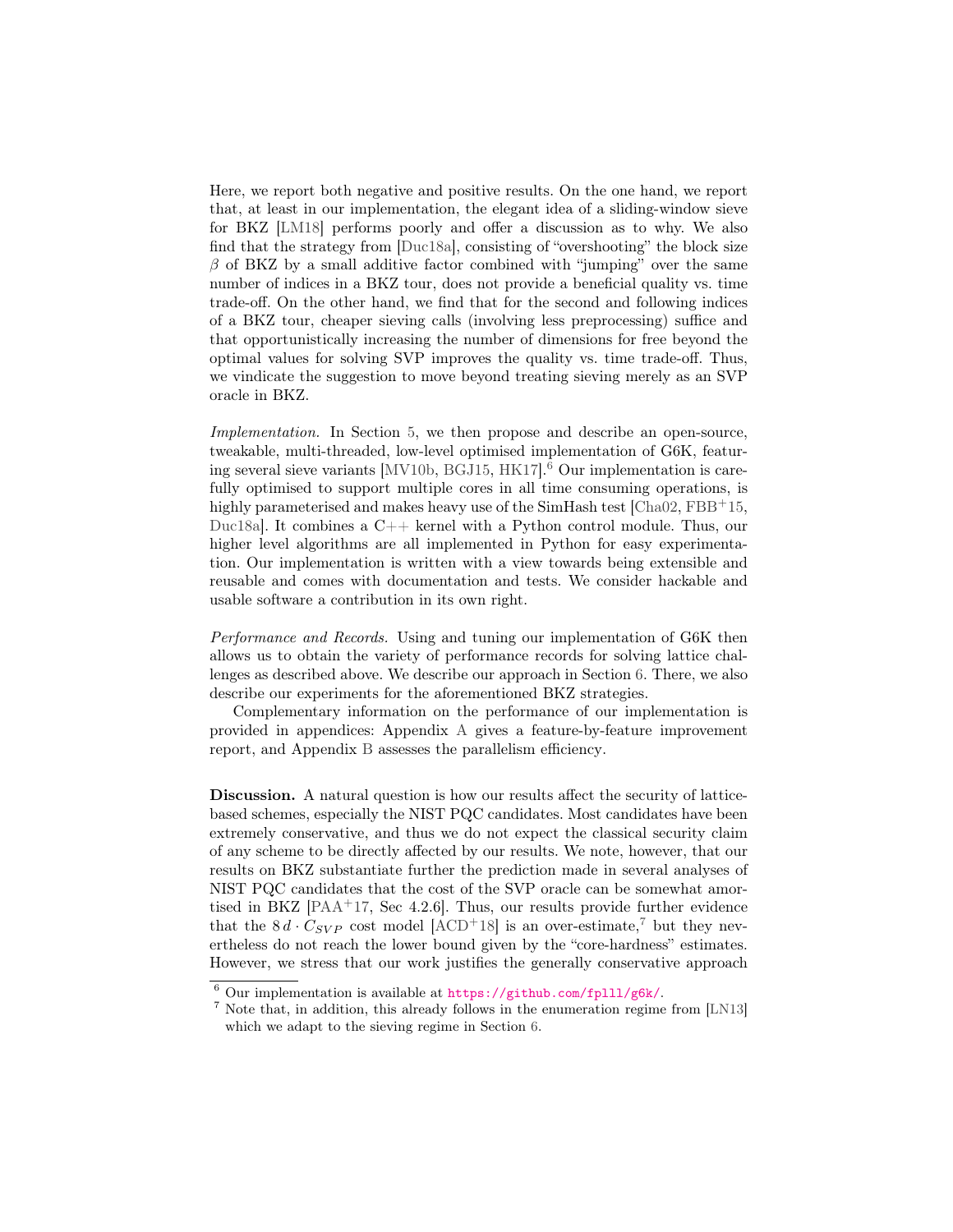Here, we report both negative and positive results. On the one hand, we report that, at least in our implementation, the elegant idea of a sliding-window sieve for BKZ [LM18] performs poorly and offer a discussion as to why. We also find that the strategy from [Duc18a], consisting of "overshooting" the block size $\beta$ of BKZ by a small additive factor combined with "jumping" over the same number of indices in a BKZ tour, does not provide a beneficial quality vs. time trade-off. On the other hand, we find that for the second and following indices of a BKZ tour, cheaper sieving calls (involving less preprocessing) suffice and that opportunistically increasing the number of dimensions for free beyond the optimal values for solving SVP improves the quality vs. time trade-off. Thus, we vindicate the suggestion to move beyond treating sieving merely as an SVP oracle in BKZ.

*Implementation.* In Section 5, we then propose and describe an open-source, tweakable, multi-threaded, low-level optimised implementation of G6K, featuring several sieve variants [MV10b, BGJ15, HK17].[6] Our implementation is carefully optimised to support multiple cores in all time consuming operations, is highly parameterised and makes heavy use of the SimHash test [Cha02, FBB+15, Duc18a]. It combines a C++ kernel with a Python control module. Thus, our higher level algorithms are all implemented in Python for easy experimentation. Our implementation is written with a view towards being extensible and reusable and comes with documentation and tests. We consider hackable and usable software a contribution in its own right.

*Performance and Records.* Using and tuning our implementation of G6K then allows us to obtain the variety of performance records for solving lattice challenges as described above. We describe our approach in Section 6. There, we also describe our experiments for the aforementioned BKZ strategies.

Complementary information on the performance of our implementation is provided in appendices: Appendix A gives a feature-by-feature improvement report, and Appendix B assesses the parallelism efficiency.

**Discussion.** A natural question is how our results affect the security of lattice-based schemes, especially the NIST PQC candidates. Most candidates have been extremely conservative, and thus we do not expect the classical security claim of any scheme to be directly affected by our results. We note, however, that our results on BKZ substantiate further the prediction made in several analyses of NIST PQC candidates that the cost of the SVP oracle can be somewhat amortised in BKZ [PAA+17, Sec 4.2.6]. Thus, our results provide further evidence that the $8\,d \cdot C_{SVP}$ cost model [ACD+18] is an over-estimate,[7] but they nevertheless do not reach the lower bound given by the "core-hardness" estimates. However, we stress that our work justifies the generally conservative approach

[6] Our implementation is available at https://github.com/fplll/g6k/.

[7] Note that, in addition, this already follows in the enumeration regime from [LN13] which we adapt to the sieving regime in Section 6.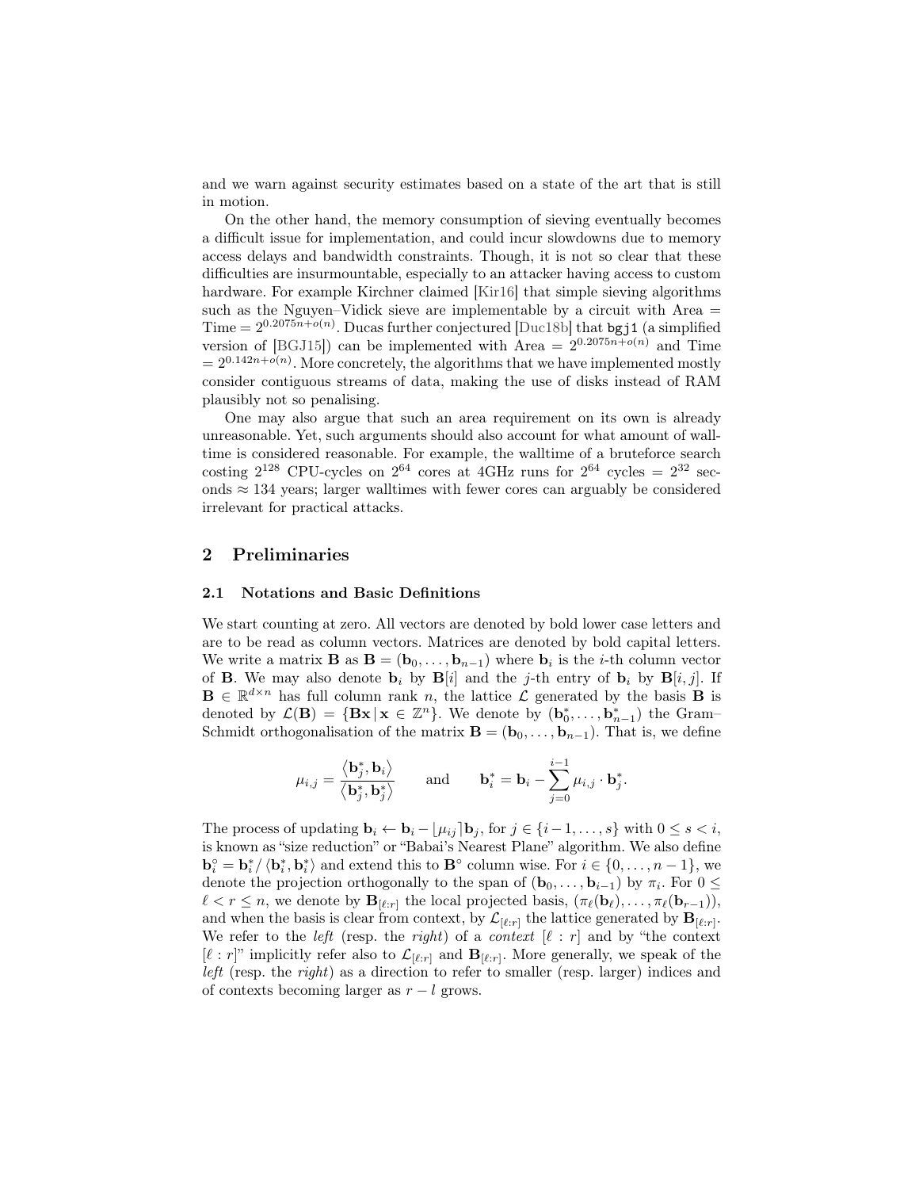and we warn against security estimates based on a state of the art that is still in motion.

On the other hand, the memory consumption of sieving eventually becomes a difficult issue for implementation, and could incur slowdowns due to memory access delays and bandwidth constraints. Though, it is not so clear that these difficulties are insurmountable, especially to an attacker having access to custom hardware. For example Kirchner claimed [Kir16] that simple sieving algorithms such as the Nguyen–Vidick sieve are implementable by a circuit with Area = Time = $2^{0.2075n+o(n)}$. Ducas further conjectured [Duc18b] that `bgj1` (a simplified version of [BGJ15]) can be implemented with Area = $2^{0.2075n+o(n)}$ and Time = $2^{0.142n+o(n)}$. More concretely, the algorithms that we have implemented mostly consider contiguous streams of data, making the use of disks instead of RAM plausibly not so penalising.

One may also argue that such an area requirement on its own is already unreasonable. Yet, such arguments should also account for what amount of walltime is considered reasonable. For example, the walltime of a bruteforce search costing $2^{128}$ CPU-cycles on $2^{64}$ cores at 4GHz runs for $2^{64}$ cycles = $2^{32}$ seconds $\approx 134$ years; larger walltimes with fewer cores can arguably be considered irrelevant for practical attacks.

## 2 Preliminaries

### 2.1 Notations and Basic Definitions

We start counting at zero. All vectors are denoted by bold lower case letters and are to be read as column vectors. Matrices are denoted by bold capital letters. We write a matrix $\mathbf{B}$ as $\mathbf{B} = (\mathbf{b}_0, \ldots, \mathbf{b}_{n-1})$ where $\mathbf{b}_i$ is the $i$-th column vector of $\mathbf{B}$. We may also denote $\mathbf{b}_i$ by $\mathbf{B}[i]$ and the $j$-th entry of $\mathbf{b}_i$ by $\mathbf{B}[i, j]$. If $\mathbf{B} \in \mathbb{R}^{d \times n}$ has full column rank $n$, the lattice $\mathcal{L}$ generated by the basis $\mathbf{B}$ is denoted by $\mathcal{L}(\mathbf{B}) = \{\mathbf{B}\mathbf{x} \,|\, \mathbf{x} \in \mathbb{Z}^n\}$. We denote by $(\mathbf{b}_0^*, \ldots, \mathbf{b}_{n-1}^*)$ the Gram–Schmidt orthogonalisation of the matrix $\mathbf{B} = (\mathbf{b}_0, \ldots, \mathbf{b}_{n-1})$. That is, we define

$$\mu_{i,j} = \frac{\langle \mathbf{b}_j^*, \mathbf{b}_i \rangle}{\langle \mathbf{b}_j^*, \mathbf{b}_j^* \rangle} \qquad \text{and} \qquad \mathbf{b}_i^* = \mathbf{b}_i - \sum_{j=0}^{i-1} \mu_{i,j} \cdot \mathbf{b}_j^*.$$

The process of updating $\mathbf{b}_i \leftarrow \mathbf{b}_i - \lfloor \mu_{ij} \rceil \mathbf{b}_j$, for $j \in \{i-1, \ldots, s\}$ with $0 \leq s < i$, is known as "size reduction" or "Babai's Nearest Plane" algorithm. We also define $\mathbf{b}_i^\circ = \mathbf{b}_i^* / \langle \mathbf{b}_i^*, \mathbf{b}_i^* \rangle$ and extend this to $\mathbf{B}^\circ$ column wise. For $i \in \{0, \ldots, n-1\}$, we denote the projection orthogonally to the span of $(\mathbf{b}_0, \ldots, \mathbf{b}_{i-1})$ by $\pi_i$. For $0 \leq \ell < r \leq n$, we denote by $\mathbf{B}_{[\ell:r]}$ the local projected basis, $(\pi_\ell(\mathbf{b}_\ell), \ldots, \pi_\ell(\mathbf{b}_{r-1}))$, and when the basis is clear from context, by $\mathcal{L}_{[\ell:r]}$ the lattice generated by $\mathbf{B}_{[\ell:r]}$. We refer to the *left* (resp. the *right*) of a *context* $[\ell : r]$ and by "the context $[\ell : r]$" implicitly refer also to $\mathcal{L}_{[\ell:r]}$ and $\mathbf{B}_{[\ell:r]}$. More generally, we speak of the *left* (resp. the *right*) as a direction to refer to smaller (resp. larger) indices and of contexts becoming larger as $r - l$ grows.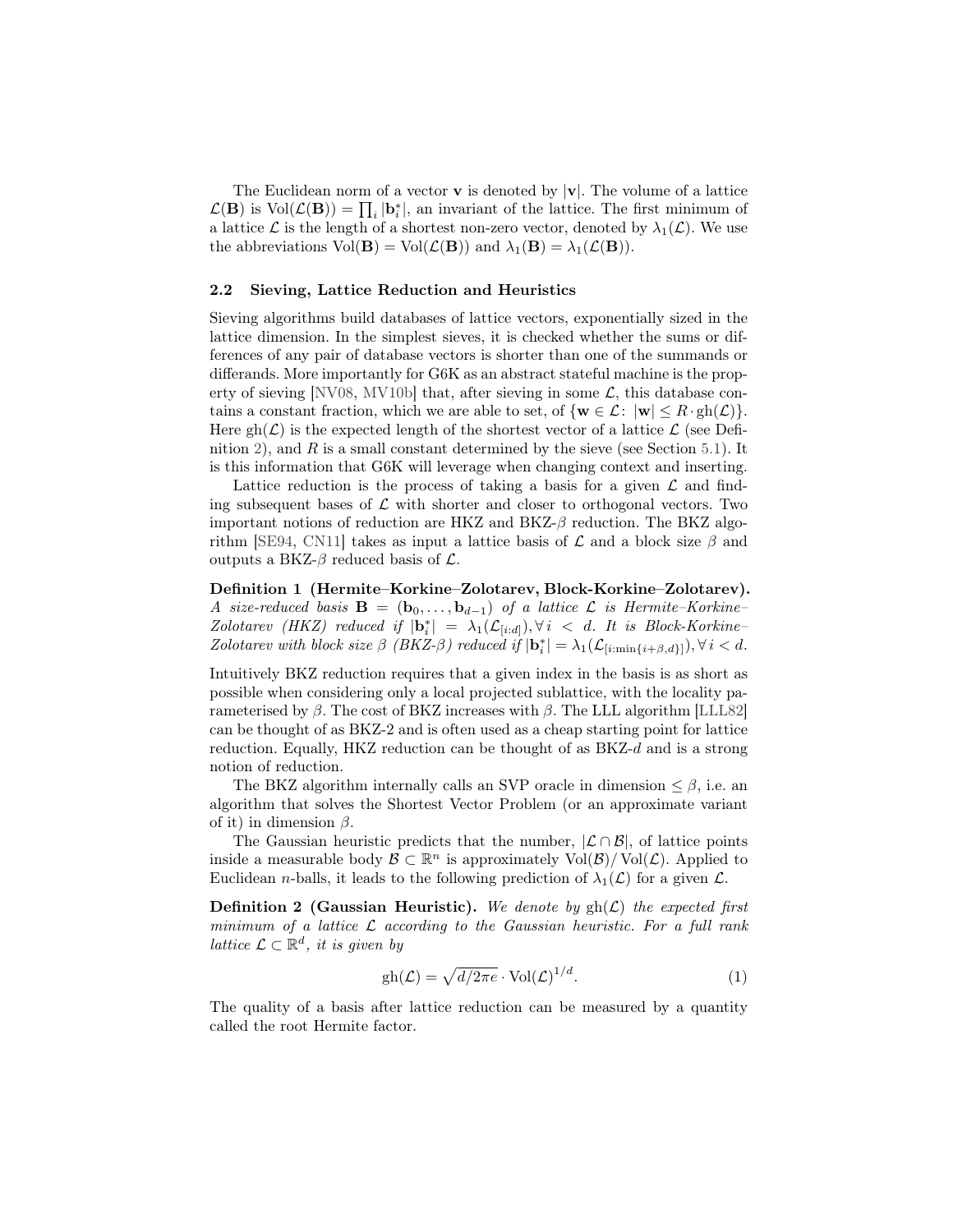The Euclidean norm of a vector $\mathbf{v}$ is denoted by $|\mathbf{v}|$. The volume of a lattice $\mathcal{L}(\mathbf{B})$ is $\mathrm{Vol}(\mathcal{L}(\mathbf{B})) = \prod_i |\mathbf{b}_i^*|$, an invariant of the lattice. The first minimum of a lattice $\mathcal{L}$ is the length of a shortest non-zero vector, denoted by $\lambda_1(\mathcal{L})$. We use the abbreviations $\mathrm{Vol}(\mathbf{B}) = \mathrm{Vol}(\mathcal{L}(\mathbf{B}))$ and $\lambda_1(\mathbf{B}) = \lambda_1(\mathcal{L}(\mathbf{B}))$.

### 2.2 Sieving, Lattice Reduction and Heuristics

Sieving algorithms build databases of lattice vectors, exponentially sized in the lattice dimension. In the simplest sieves, it is checked whether the sums or differences of any pair of database vectors is shorter than one of the summands or differands. More importantly for G6K as an abstract stateful machine is the property of sieving [NV08, MV10b] that, after sieving in some $\mathcal{L}$, this database contains a constant fraction, which we are able to set, of $\{\mathbf{w} \in \mathcal{L} \colon |\mathbf{w}| \leq R \cdot \mathrm{gh}(\mathcal{L})\}$. Here $\mathrm{gh}(\mathcal{L})$ is the expected length of the shortest vector of a lattice $\mathcal{L}$ (see Definition 2), and $R$ is a small constant determined by the sieve (see Section 5.1). It is this information that G6K will leverage when changing context and inserting.

Lattice reduction is the process of taking a basis for a given $\mathcal{L}$ and finding subsequent bases of $\mathcal{L}$ with shorter and closer to orthogonal vectors. Two important notions of reduction are HKZ and BKZ-$\beta$ reduction. The BKZ algorithm [SE94, CN11] takes as input a lattice basis of $\mathcal{L}$ and a block size $\beta$ and outputs a BKZ-$\beta$ reduced basis of $\mathcal{L}$.

**Definition 1 (Hermite–Korkine–Zolotarev, Block-Korkine–Zolotarev).** *A size-reduced basis $\mathbf{B} = (\mathbf{b}_0, \dots, \mathbf{b}_{d-1})$ of a lattice $\mathcal{L}$ is Hermite–Korkine–Zolotarev (HKZ) reduced if $|\mathbf{b}_i^*| = \lambda_1(\mathcal{L}_{[i:d]}), \forall\, i < d$. It is Block-Korkine–Zolotarev with block size $\beta$ (BKZ-$\beta$) reduced if $|\mathbf{b}_i^*| = \lambda_1(\mathcal{L}_{[i:\min\{i+\beta,d\}]}), \forall\, i < d$.*

Intuitively BKZ reduction requires that a given index in the basis is as short as possible when considering only a local projected sublattice, with the locality parameterised by $\beta$. The cost of BKZ increases with $\beta$. The LLL algorithm [LLL82] can be thought of as BKZ-2 and is often used as a cheap starting point for lattice reduction. Equally, HKZ reduction can be thought of as BKZ-$d$ and is a strong notion of reduction.

The BKZ algorithm internally calls an SVP oracle in dimension $\leq \beta$, i.e. an algorithm that solves the Shortest Vector Problem (or an approximate variant of it) in dimension $\beta$.

The Gaussian heuristic predicts that the number, $|\mathcal{L} \cap \mathcal{B}|$, of lattice points inside a measurable body $\mathcal{B} \subset \mathbb{R}^n$ is approximately $\mathrm{Vol}(\mathcal{B})/\mathrm{Vol}(\mathcal{L})$. Applied to Euclidean $n$-balls, it leads to the following prediction of $\lambda_1(\mathcal{L})$ for a given $\mathcal{L}$.

**Definition 2 (Gaussian Heuristic).** *We denote by $\mathrm{gh}(\mathcal{L})$ the expected first minimum of a lattice $\mathcal{L}$ according to the Gaussian heuristic. For a full rank lattice $\mathcal{L} \subset \mathbb{R}^d$, it is given by*

$$\mathrm{gh}(\mathcal{L}) = \sqrt{d/2\pi e} \cdot \mathrm{Vol}(\mathcal{L})^{1/d}. \tag{1}$$

The quality of a basis after lattice reduction can be measured by a quantity called the root Hermite factor.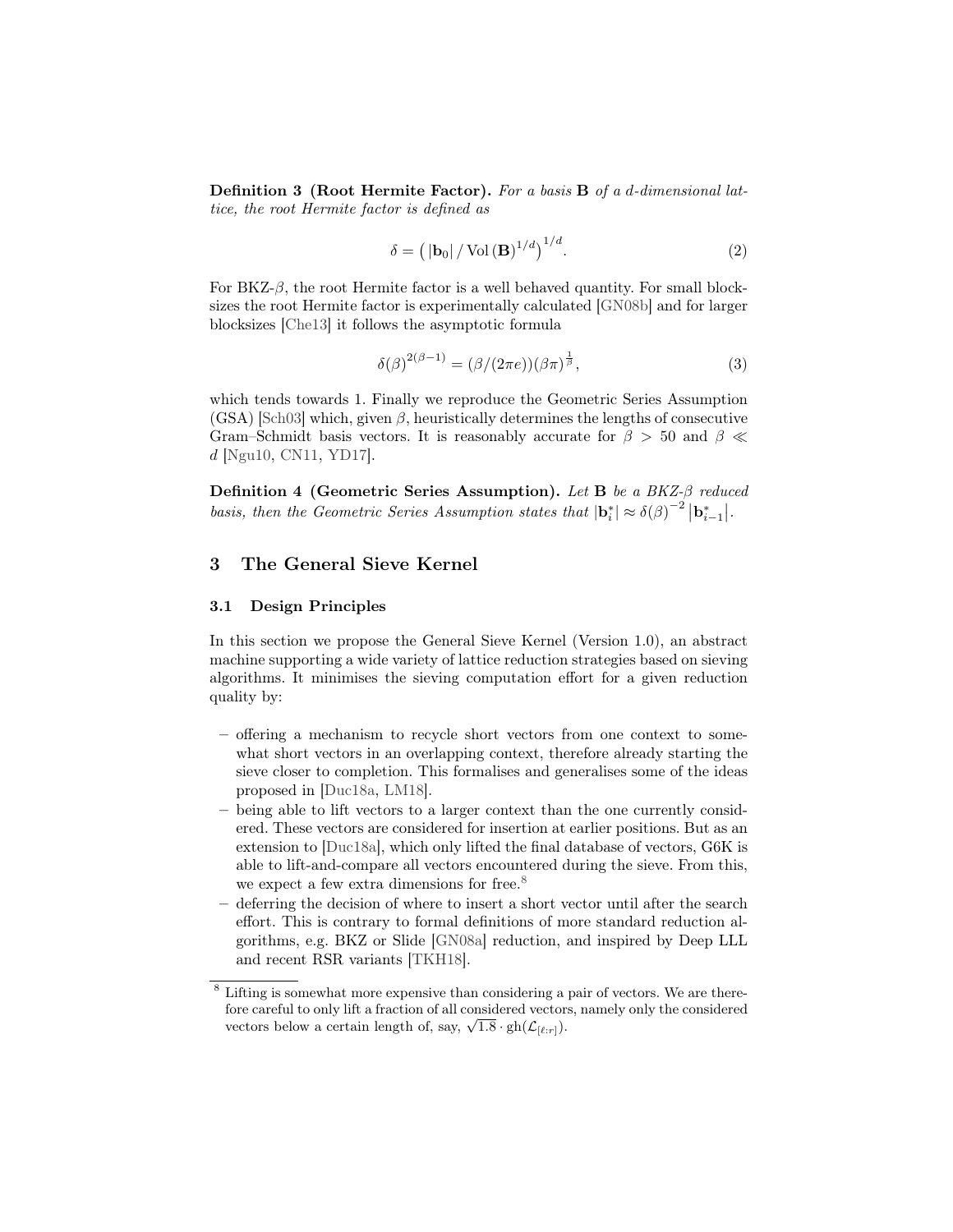**Definition 3 (Root Hermite Factor).** *For a basis* $\mathbf{B}$ *of a d-dimensional lattice, the root Hermite factor is defined as*

$$\delta = \left( |\mathbf{b}_0| \,/\, \mathrm{Vol}\left(\mathbf{B}\right)^{1/d} \right)^{1/d}. \tag{2}$$

For BKZ-$\beta$, the root Hermite factor is a well behaved quantity. For small blocksizes the root Hermite factor is experimentally calculated [GN08b] and for larger blocksizes [Che13] it follows the asymptotic formula

$$\delta(\beta)^{2(\beta-1)} = (\beta/(2\pi e))(\beta\pi)^{\frac{1}{\beta}}, \tag{3}$$

which tends towards 1. Finally we reproduce the Geometric Series Assumption (GSA) [Sch03] which, given $\beta$, heuristically determines the lengths of consecutive Gram–Schmidt basis vectors. It is reasonably accurate for $\beta > 50$ and $\beta \ll d$ [Ngu10, CN11, YD17].

**Definition 4 (Geometric Series Assumption).** *Let* $\mathbf{B}$ *be a BKZ-*$\beta$ *reduced basis, then the Geometric Series Assumption states that* $|\mathbf{b}_i^*| \approx \delta(\beta)^{-2} \left|\mathbf{b}_{i-1}^*\right|$.

## 3 The General Sieve Kernel

### 3.1 Design Principles

In this section we propose the General Sieve Kernel (Version 1.0), an abstract machine supporting a wide variety of lattice reduction strategies based on sieving algorithms. It minimises the sieving computation effort for a given reduction quality by:

- offering a mechanism to recycle short vectors from one context to somewhat short vectors in an overlapping context, therefore already starting the sieve closer to completion. This formalises and generalises some of the ideas proposed in [Duc18a, LM18].
- being able to lift vectors to a larger context than the one currently considered. These vectors are considered for insertion at earlier positions. But as an extension to [Duc18a], which only lifted the final database of vectors, G6K is able to lift-and-compare all vectors encountered during the sieve. From this, we expect a few extra dimensions for free.[8]
- deferring the decision of where to insert a short vector until after the search effort. This is contrary to formal definitions of more standard reduction algorithms, e.g. BKZ or Slide [GN08a] reduction, and inspired by Deep LLL and recent RSR variants [TKH18].

[8] Lifting is somewhat more expensive than considering a pair of vectors. We are therefore careful to only lift a fraction of all considered vectors, namely only the considered vectors below a certain length of, say, $\sqrt{1.8} \cdot \mathrm{gh}(\mathcal{L}_{[\ell:r]})$.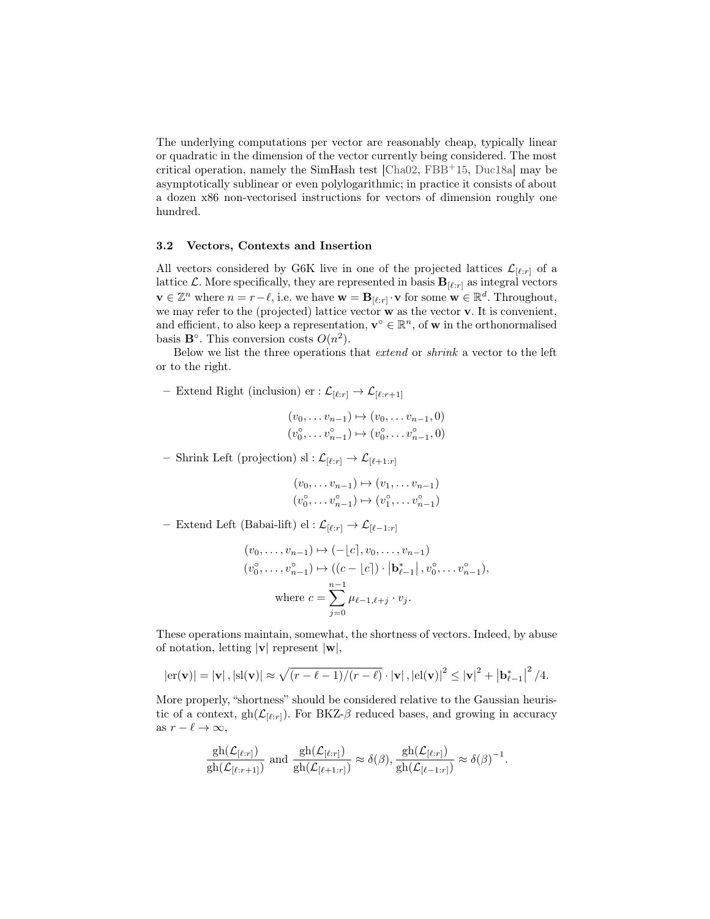The underlying computations per vector are reasonably cheap, typically linear or quadratic in the dimension of the vector currently being considered. The most critical operation, namely the SimHash test [Cha02, FBB+15, Duc18a] may be asymptotically sublinear or even polylogarithmic; in practice it consists of about a dozen x86 non-vectorised instructions for vectors of dimension roughly one hundred.

### 3.2 Vectors, Contexts and Insertion

All vectors considered by G6K live in one of the projected lattices $\mathcal{L}_{[\ell:r]}$ of a lattice $\mathcal{L}$. More specifically, they are represented in basis $\mathbf{B}_{[\ell:r]}$ as integral vectors $\mathbf{v} \in \mathbb{Z}^n$ where $n = r - \ell$, i.e. we have $\mathbf{w} = \mathbf{B}_{[\ell:r]} \cdot \mathbf{v}$ for some $\mathbf{w} \in \mathbb{R}^d$. Throughout, we may refer to the (projected) lattice vector $\mathbf{w}$ as the vector $\mathbf{v}$. It is convenient, and efficient, to also keep a representation, $\mathbf{v}^\circ \in \mathbb{R}^n$, of $\mathbf{w}$ in the orthonormalised basis $\mathbf{B}^\circ$. This conversion costs $O(n^2)$.

Below we list the three operations that *extend* or *shrink* a vector to the left or to the right.

– Extend Right (inclusion) $\mathrm{er} : \mathcal{L}_{[\ell:r]} \to \mathcal{L}_{[\ell:r+1]}$

$$(v_0, \dots v_{n-1}) \mapsto (v_0, \dots v_{n-1}, 0)$$
$$(v_0^\circ, \dots v_{n-1}^\circ) \mapsto (v_0^\circ, \dots v_{n-1}^\circ, 0)$$

– Shrink Left (projection) $\mathrm{sl} : \mathcal{L}_{[\ell:r]} \to \mathcal{L}_{[\ell+1:r]}$

$$(v_0, \dots v_{n-1}) \mapsto (v_1, \dots v_{n-1})$$
$$(v_0^\circ, \dots v_{n-1}^\circ) \mapsto (v_1^\circ, \dots v_{n-1}^\circ)$$

– Extend Left (Babai-lift) $\mathrm{el} : \mathcal{L}_{[\ell:r]} \to \mathcal{L}_{[\ell-1:r]}$

$$(v_0, \dots, v_{n-1}) \mapsto (-\lfloor c \rceil, v_0, \dots, v_{n-1})$$
$$(v_0^\circ, \dots, v_{n-1}^\circ) \mapsto ((c - \lfloor c \rceil) \cdot \left|\mathbf{b}_{\ell-1}^*\right|, v_0^\circ, \dots v_{n-1}^\circ),$$
$$\text{where } c = \sum_{j=0}^{n-1} \mu_{\ell-1,\ell+j} \cdot v_j.$$

These operations maintain, somewhat, the shortness of vectors. Indeed, by abuse of notation, letting $|\mathbf{v}|$ represent $|\mathbf{w}|$,

$$|\mathrm{er}(\mathbf{v})| = |\mathbf{v}|\,, |\mathrm{sl}(\mathbf{v})| \approx \sqrt{(r-\ell-1)/(r-\ell)} \cdot |\mathbf{v}|\,, |\mathrm{el}(\mathbf{v})|^2 \leq |\mathbf{v}|^2 + \left|\mathbf{b}_{\ell-1}^*\right|^2/4.$$

More properly, "shortness" should be considered relative to the Gaussian heuristic of a context, $\mathrm{gh}(\mathcal{L}_{[\ell:r]})$. For BKZ-$\beta$ reduced bases, and growing in accuracy as $r - \ell \to \infty$,

$$\frac{\mathrm{gh}(\mathcal{L}_{[\ell:r]})}{\mathrm{gh}(\mathcal{L}_{[\ell:r+1]})} \text{ and } \frac{\mathrm{gh}(\mathcal{L}_{[\ell:r]})}{\mathrm{gh}(\mathcal{L}_{[\ell+1:r]})} \approx \delta(\beta), \frac{\mathrm{gh}(\mathcal{L}_{[\ell:r]})}{\mathrm{gh}(\mathcal{L}_{[\ell-1:r]})} \approx \delta(\beta)^{-1}.$$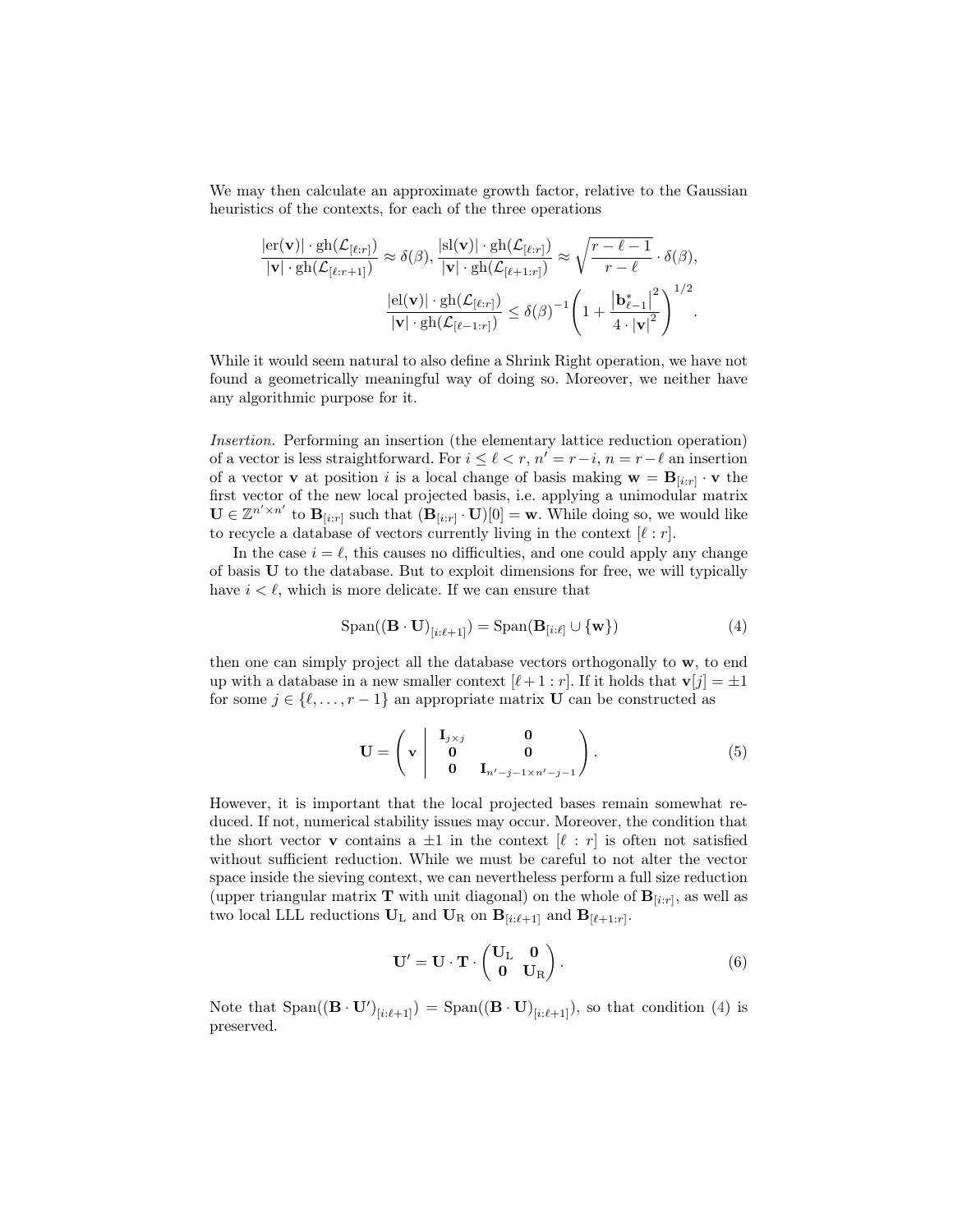We may then calculate an approximate growth factor, relative to the Gaussian heuristics of the contexts, for each of the three operations

$$\frac{|\mathrm{er}(\mathbf{v})| \cdot \mathrm{gh}(\mathcal{L}_{[\ell:r]})}{|\mathbf{v}| \cdot \mathrm{gh}(\mathcal{L}_{[\ell:r+1]})} \approx \delta(\beta), \frac{|\mathrm{sl}(\mathbf{v})| \cdot \mathrm{gh}(\mathcal{L}_{[\ell:r]})}{|\mathbf{v}| \cdot \mathrm{gh}(\mathcal{L}_{[\ell+1:r]})} \approx \sqrt{\frac{r-\ell-1}{r-\ell}} \cdot \delta(\beta),$$

$$\frac{|\mathrm{el}(\mathbf{v})| \cdot \mathrm{gh}(\mathcal{L}_{[\ell:r]})}{|\mathbf{v}| \cdot \mathrm{gh}(\mathcal{L}_{[\ell-1:r]})} \leq \delta(\beta)^{-1} \left(1 + \frac{\left|\mathbf{b}^*_{\ell-1}\right|^2}{4 \cdot |\mathbf{v}|^2}\right)^{1/2}.$$

While it would seem natural to also define a Shrink Right operation, we have not found a geometrically meaningful way of doing so. Moreover, we neither have any algorithmic purpose for it.

*Insertion.* Performing an insertion (the elementary lattice reduction operation) of a vector is less straightforward. For $i \leq \ell < r$, $n' = r - i$, $n = r - \ell$ an insertion of a vector $\mathbf{v}$ at position $i$ is a local change of basis making $\mathbf{w} = \mathbf{B}_{[i:r]} \cdot \mathbf{v}$ the first vector of the new local projected basis, i.e. applying a unimodular matrix $\mathbf{U} \in \mathbb{Z}^{n' \times n'}$ to $\mathbf{B}_{[i:r]}$ such that $(\mathbf{B}_{[i:r]} \cdot \mathbf{U})[0] = \mathbf{w}$. While doing so, we would like to recycle a database of vectors currently living in the context $[\ell : r]$.

In the case $i = \ell$, this causes no difficulties, and one could apply any change of basis $\mathbf{U}$ to the database. But to exploit dimensions for free, we will typically have $i < \ell$, which is more delicate. If we can ensure that

$$\mathrm{Span}((\mathbf{B} \cdot \mathbf{U})_{[i:\ell+1]}) = \mathrm{Span}(\mathbf{B}_{[i:\ell]} \cup \{\mathbf{w}\}) \tag{4}$$

then one can simply project all the database vectors orthogonally to $\mathbf{w}$, to end up with a database in a new smaller context $[\ell+1 : r]$. If it holds that $\mathbf{v}[j] = \pm 1$ for some $j \in \{\ell, \ldots, r-1\}$ an appropriate matrix $\mathbf{U}$ can be constructed as

$$\mathbf{U} = \left( \mathbf{v} \;\middle|\; \begin{matrix} \mathbf{I}_{j \times j} & \mathbf{0} \\ \mathbf{0} & \mathbf{0} \\ \mathbf{0} & \mathbf{I}_{n'-j-1 \times n'-j-1} \end{matrix} \right). \tag{5}$$

However, it is important that the local projected bases remain somewhat reduced. If not, numerical stability issues may occur. Moreover, the condition that the short vector $\mathbf{v}$ contains a $\pm 1$ in the context $[\ell : r]$ is often not satisfied without sufficient reduction. While we must be careful to not alter the vector space inside the sieving context, we can nevertheless perform a full size reduction (upper triangular matrix $\mathbf{T}$ with unit diagonal) on the whole of $\mathbf{B}_{[i:r]}$, as well as two local LLL reductions $\mathbf{U}_{\mathrm{L}}$ and $\mathbf{U}_{\mathrm{R}}$ on $\mathbf{B}_{[i:\ell+1]}$ and $\mathbf{B}_{[\ell+1:r]}$.

$$\mathbf{U}' = \mathbf{U} \cdot \mathbf{T} \cdot \begin{pmatrix} \mathbf{U}_{\mathrm{L}} & \mathbf{0} \\ \mathbf{0} & \mathbf{U}_{\mathrm{R}} \end{pmatrix}. \tag{6}$$

Note that $\mathrm{Span}((\mathbf{B} \cdot \mathbf{U}')_{[i:\ell+1]}) = \mathrm{Span}((\mathbf{B} \cdot \mathbf{U})_{[i:\ell+1]})$, so that condition (4) is preserved.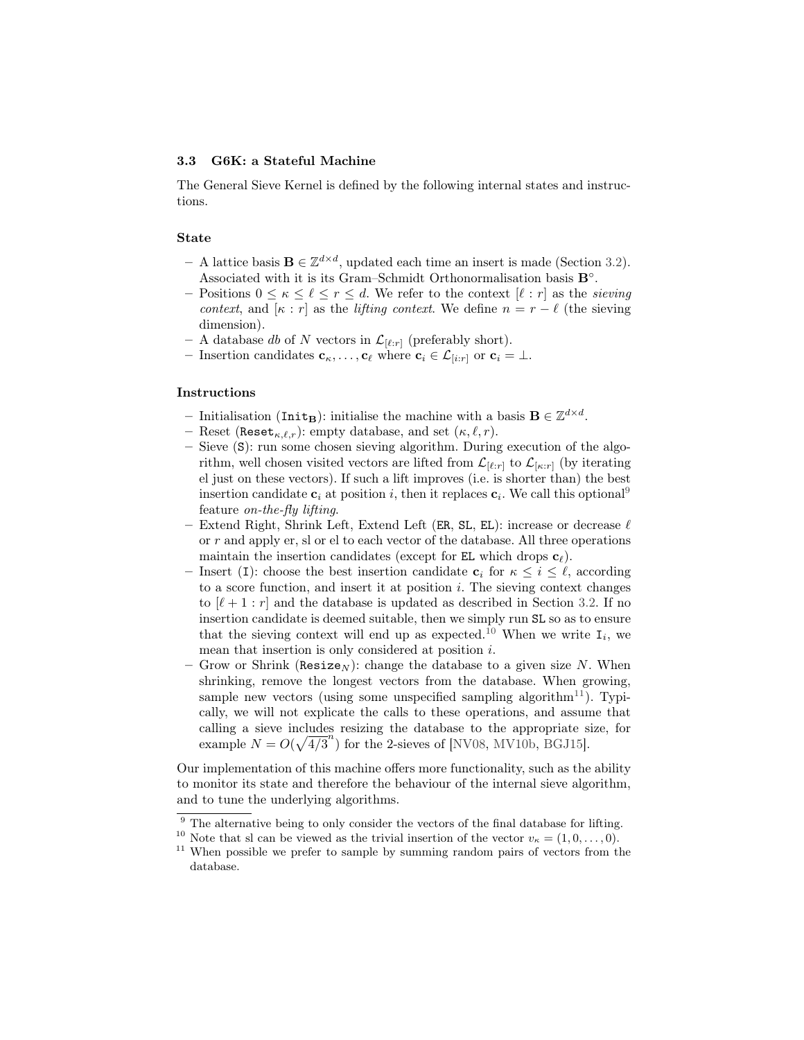### 3.3 G6K: a Stateful Machine

The General Sieve Kernel is defined by the following internal states and instructions.

#### State

- A lattice basis $\mathbf{B} \in \mathbb{Z}^{d \times d}$, updated each time an insert is made (Section 3.2). Associated with it is its Gram–Schmidt Orthonormalisation basis $\mathbf{B}^\circ$.
- Positions $0 \leq \kappa \leq \ell \leq r \leq d$. We refer to the context $[\ell : r]$ as the *sieving context*, and $[\kappa : r]$ as the *lifting context*. We define $n = r - \ell$ (the sieving dimension).
- A database $db$ of $N$ vectors in $\mathcal{L}_{[\ell:r]}$ (preferably short).
- Insertion candidates $\mathbf{c}_\kappa, \ldots, \mathbf{c}_\ell$ where $\mathbf{c}_i \in \mathcal{L}_{[i:r]}$ or $\mathbf{c}_i = \perp$.

#### Instructions

- Initialisation ($\mathtt{Init}_\mathbf{B}$): initialise the machine with a basis $\mathbf{B} \in \mathbb{Z}^{d \times d}$.
- Reset ($\mathtt{Reset}_{\kappa,\ell,r}$): empty database, and set $(\kappa, \ell, r)$.
- Sieve (`S`): run some chosen sieving algorithm. During execution of the algorithm, well chosen visited vectors are lifted from $\mathcal{L}_{[\ell:r]}$ to $\mathcal{L}_{[\kappa:r]}$ (by iterating el just on these vectors). If such a lift improves (i.e. is shorter than) the best insertion candidate $\mathbf{c}_i$ at position $i$, then it replaces $\mathbf{c}_i$. We call this optional[9] feature *on-the-fly lifting*.
- Extend Right, Shrink Left, Extend Left (`ER`, `SL`, `EL`): increase or decrease $\ell$ or $r$ and apply er, sl or el to each vector of the database. All three operations maintain the insertion candidates (except for `EL` which drops $\mathbf{c}_\ell$).
- Insert (`I`): choose the best insertion candidate $\mathbf{c}_i$ for $\kappa \leq i \leq \ell$, according to a score function, and insert it at position $i$. The sieving context changes to $[\ell + 1 : r]$ and the database is updated as described in Section 3.2. If no insertion candidate is deemed suitable, then we simply run `SL` so as to ensure that the sieving context will end up as expected.[10] When we write $\mathtt{I}_i$, we mean that insertion is only considered at position $i$.
- Grow or Shrink ($\mathtt{Resize}_N$): change the database to a given size $N$. When shrinking, remove the longest vectors from the database. When growing, sample new vectors (using some unspecified sampling algorithm[11]). Typically, we will not explicate the calls to these operations, and assume that calling a sieve includes resizing the database to the appropriate size, for example $N = O(\sqrt{4/3}^n)$ for the 2-sieves of [NV08, MV10b, BGJ15].

Our implementation of this machine offers more functionality, such as the ability to monitor its state and therefore the behaviour of the internal sieve algorithm, and to tune the underlying algorithms.

---

[9] The alternative being to only consider the vectors of the final database for lifting.

[10] Note that sl can be viewed as the trivial insertion of the vector $v_\kappa = (1, 0, \ldots, 0)$.

[11] When possible we prefer to sample by summing random pairs of vectors from the database.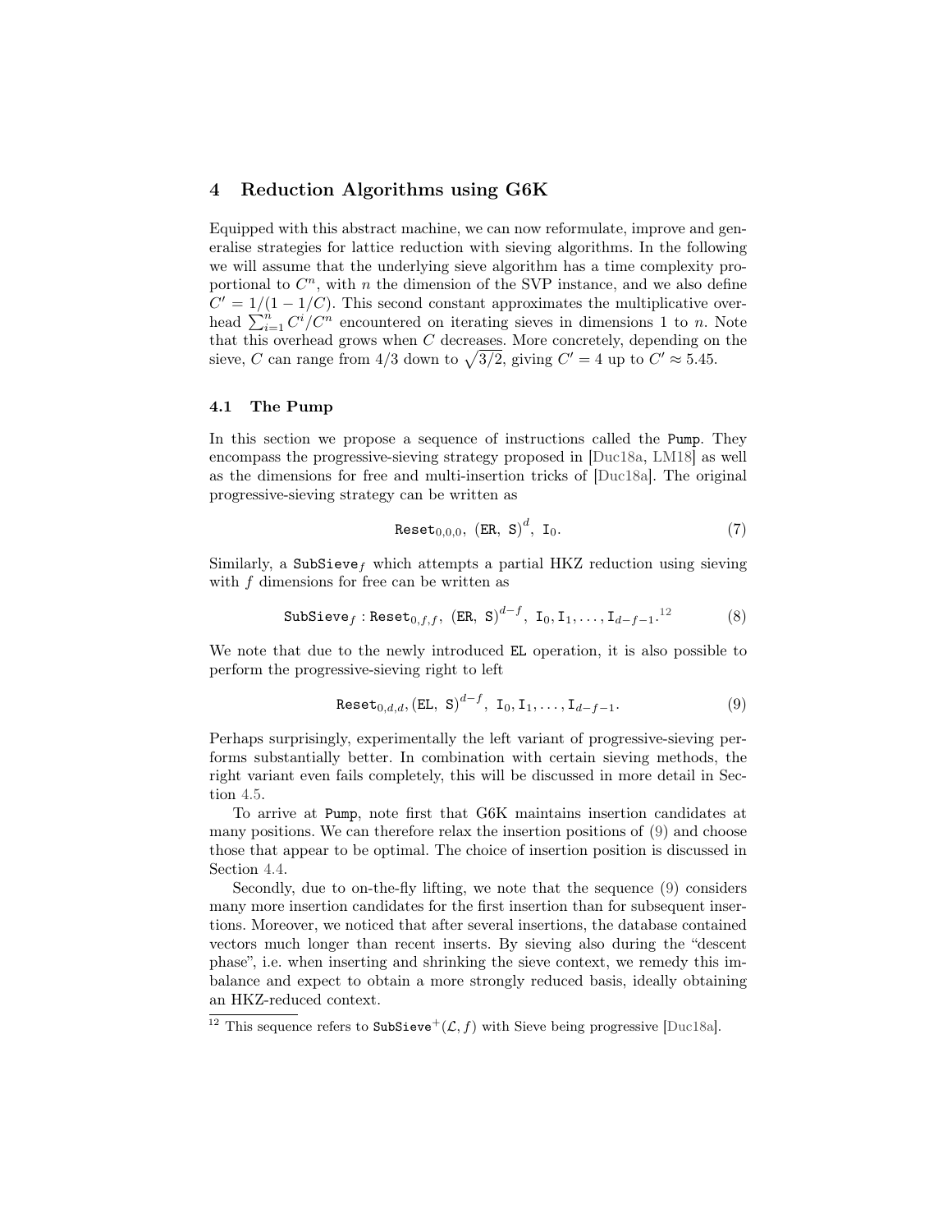## 4 Reduction Algorithms using G6K

Equipped with this abstract machine, we can now reformulate, improve and generalise strategies for lattice reduction with sieving algorithms. In the following we will assume that the underlying sieve algorithm has a time complexity proportional to $C^n$, with $n$ the dimension of the SVP instance, and we also define $C' = 1/(1 - 1/C)$. This second constant approximates the multiplicative overhead $\sum_{i=1}^{n} C^i/C^n$ encountered on iterating sieves in dimensions 1 to $n$. Note that this overhead grows when $C$ decreases. More concretely, depending on the sieve, $C$ can range from $4/3$ down to $\sqrt{3/2}$, giving $C' = 4$ up to $C' \approx 5.45$.

### 4.1 The Pump

In this section we propose a sequence of instructions called the `Pump`. They encompass the progressive-sieving strategy proposed in [Duc18a, LM18] as well as the dimensions for free and multi-insertion tricks of [Duc18a]. The original progressive-sieving strategy can be written as

$$\texttt{Reset}_{0,0,0},\ (\texttt{ER},\ \texttt{S})^{d},\ \texttt{I}_0. \tag{7}$$

Similarly, a $\texttt{SubSieve}_f$ which attempts a partial HKZ reduction using sieving with $f$ dimensions for free can be written as

$$\texttt{SubSieve}_f : \texttt{Reset}_{0,f,f},\ (\texttt{ER},\ \texttt{S})^{d-f},\ \texttt{I}_0, \texttt{I}_1, \ldots, \texttt{I}_{d-f-1}.^{12} \tag{8}$$

We note that due to the newly introduced `EL` operation, it is also possible to perform the progressive-sieving right to left

$$\texttt{Reset}_{0,d,d}, (\texttt{EL},\ \texttt{S})^{d-f},\ \texttt{I}_0, \texttt{I}_1, \ldots, \texttt{I}_{d-f-1}. \tag{9}$$

Perhaps surprisingly, experimentally the left variant of progressive-sieving performs substantially better. In combination with certain sieving methods, the right variant even fails completely, this will be discussed in more detail in Section 4.5.

To arrive at `Pump`, note first that G6K maintains insertion candidates at many positions. We can therefore relax the insertion positions of (9) and choose those that appear to be optimal. The choice of insertion position is discussed in Section 4.4.

Secondly, due to on-the-fly lifting, we note that the sequence (9) considers many more insertion candidates for the first insertion than for subsequent insertions. Moreover, we noticed that after several insertions, the database contained vectors much longer than recent inserts. By sieving also during the "descent phase", i.e. when inserting and shrinking the sieve context, we remedy this imbalance and expect to obtain a more strongly reduced basis, ideally obtaining an HKZ-reduced context.

[12] This sequence refers to $\texttt{SubSieve}^{+}(\mathcal{L}, f)$ with Sieve being progressive [Duc18a].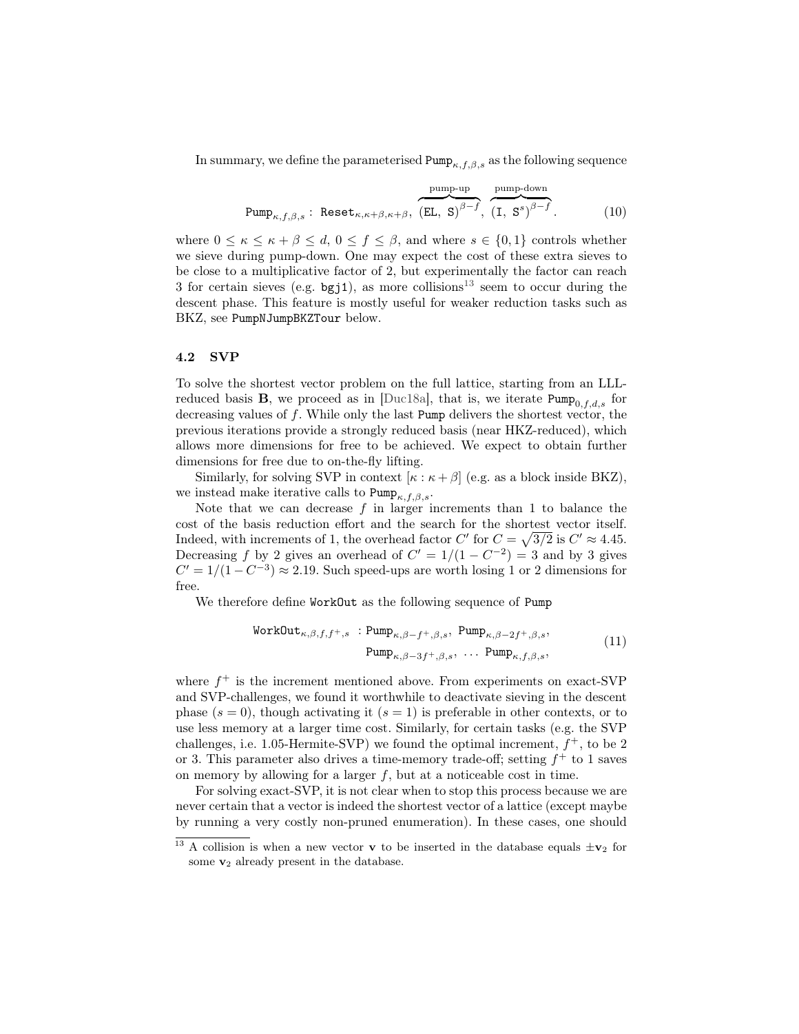In summary, we define the parameterised $\texttt{Pump}_{\kappa,f,\beta,s}$ as the following sequence

$$\texttt{Pump}_{\kappa,f,\beta,s}: \ \texttt{Reset}_{\kappa,\kappa+\beta,\kappa+\beta},\ \overbrace{(\texttt{EL},\ \texttt{S})^{\beta-f}}^{\text{pump-up}},\ \overbrace{(\texttt{I},\ \texttt{S}^{s})^{\beta-f}}^{\text{pump-down}}. \tag{10}$$

where $0 \leq \kappa \leq \kappa+\beta \leq d$, $0 \leq f \leq \beta$, and where $s \in \{0, 1\}$ controls whether we sieve during pump-down. One may expect the cost of these extra sieves to be close to a multiplicative factor of 2, but experimentally the factor can reach 3 for certain sieves (e.g. `bgj1`), as more collisions[13] seem to occur during the descent phase. This feature is mostly useful for weaker reduction tasks such as BKZ, see `PumpNJumpBKZTour` below.

### 4.2 SVP

To solve the shortest vector problem on the full lattice, starting from an LLL-reduced basis $\mathbf{B}$, we proceed as in [Duc18a], that is, we iterate $\texttt{Pump}_{0,f,d,s}$ for decreasing values of $f$. While only the last `Pump` delivers the shortest vector, the previous iterations provide a strongly reduced basis (near HKZ-reduced), which allows more dimensions for free to be achieved. We expect to obtain further dimensions for free due to on-the-fly lifting.

Similarly, for solving SVP in context $[\kappa : \kappa+\beta]$ (e.g. as a block inside BKZ), we instead make iterative calls to $\texttt{Pump}_{\kappa,f,\beta,s}$.

Note that we can decrease $f$ in larger increments than 1 to balance the cost of the basis reduction effort and the search for the shortest vector itself. Indeed, with increments of 1, the overhead factor $C'$ for $C = \sqrt{3/2}$ is $C' \approx 4.45$. Decreasing $f$ by 2 gives an overhead of $C' = 1/(1 - C^{-2}) = 3$ and by 3 gives $C' = 1/(1 - C^{-3}) \approx 2.19$. Such speed-ups are worth losing 1 or 2 dimensions for free.

We therefore define `WorkOut` as the following sequence of `Pump`

$$\begin{aligned}\texttt{WorkOut}_{\kappa,\beta,f,f^+,s} \ &: \texttt{Pump}_{\kappa,\beta-f^+,\beta,s},\ \texttt{Pump}_{\kappa,\beta-2f^+,\beta,s},\\ &\quad \texttt{Pump}_{\kappa,\beta-3f^+,\beta,s},\ \ldots\ \texttt{Pump}_{\kappa,f,\beta,s},\end{aligned} \tag{11}$$

where $f^+$ is the increment mentioned above. From experiments on exact-SVP and SVP-challenges, we found it worthwhile to deactivate sieving in the descent phase ($s = 0$), though activating it ($s = 1$) is preferable in other contexts, or to use less memory at a larger time cost. Similarly, for certain tasks (e.g. the SVP challenges, i.e. 1.05-Hermite-SVP) we found the optimal increment, $f^+$, to be 2 or 3. This parameter also drives a time-memory trade-off; setting $f^+$ to 1 saves on memory by allowing for a larger $f$, but at a noticeable cost in time.

For solving exact-SVP, it is not clear when to stop this process because we are never certain that a vector is indeed the shortest vector of a lattice (except maybe by running a very costly non-pruned enumeration). In these cases, one should

[13] A collision is when a new vector $\mathbf{v}$ to be inserted in the database equals $\pm\mathbf{v}_2$ for some $\mathbf{v}_2$ already present in the database.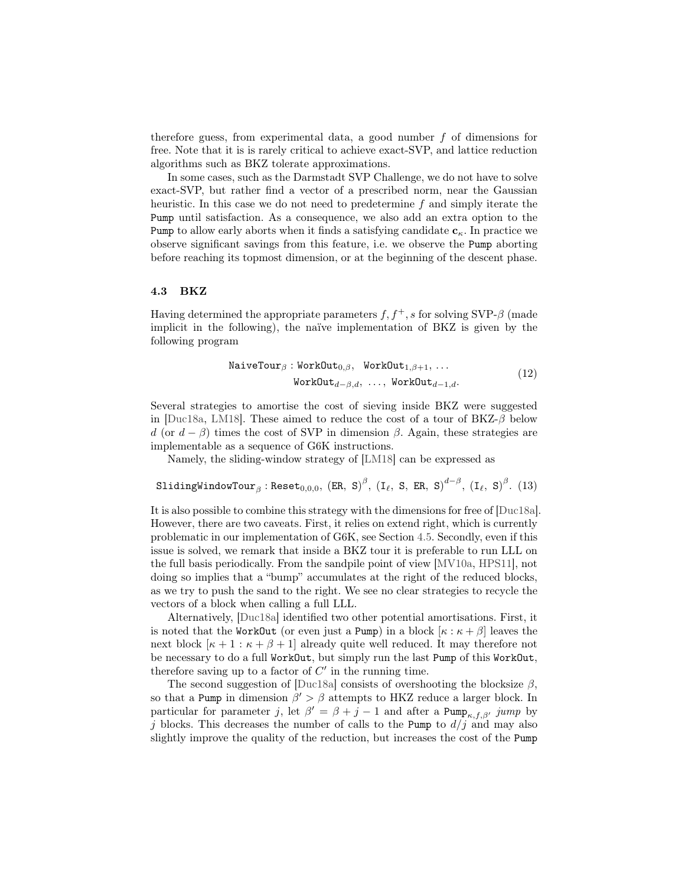therefore guess, from experimental data, a good number $f$ of dimensions for free. Note that it is is rarely critical to achieve exact-SVP, and lattice reduction algorithms such as BKZ tolerate approximations.

In some cases, such as the Darmstadt SVP Challenge, we do not have to solve exact-SVP, but rather find a vector of a prescribed norm, near the Gaussian heuristic. In this case we do not need to predetermine $f$ and simply iterate the `Pump` until satisfaction. As a consequence, we also add an extra option to the `Pump` to allow early aborts when it finds a satisfying candidate $\mathbf{c}_\kappa$. In practice we observe significant savings from this feature, i.e. we observe the `Pump` aborting before reaching its topmost dimension, or at the beginning of the descent phase.

### 4.3 BKZ

Having determined the appropriate parameters $f, f^+, s$ for solving SVP-$\beta$ (made implicit in the following), the naïve implementation of BKZ is given by the following program

$$\begin{aligned}\texttt{NaiveTour}_\beta : \texttt{WorkOut}_{0,\beta},\ \ \texttt{WorkOut}_{1,\beta+1},\ \ldots \\ \texttt{WorkOut}_{d-\beta,d},\ \ldots,\ \texttt{WorkOut}_{d-1,d}.\end{aligned} \tag{12}$$

Several strategies to amortise the cost of sieving inside BKZ were suggested in [Duc18a, LM18]. These aimed to reduce the cost of a tour of BKZ-$\beta$ below $d$ (or $d-\beta$) times the cost of SVP in dimension $\beta$. Again, these strategies are implementable as a sequence of G6K instructions.

Namely, the sliding-window strategy of [LM18] can be expressed as

$$\texttt{SlidingWindowTour}_\beta : \texttt{Reset}_{0,0,0},\ (\texttt{ER},\ \texttt{S})^\beta,\ (\texttt{I}_\ell,\ \texttt{S},\ \texttt{ER},\ \texttt{S})^{d-\beta},\ (\texttt{I}_\ell,\ \texttt{S})^\beta. \tag{13}$$

It is also possible to combine this strategy with the dimensions for free of [Duc18a]. However, there are two caveats. First, it relies on extend right, which is currently problematic in our implementation of G6K, see Section 4.5. Secondly, even if this issue is solved, we remark that inside a BKZ tour it is preferable to run LLL on the full basis periodically. From the sandpile point of view [MV10a, HPS11], not doing so implies that a "bump" accumulates at the right of the reduced blocks, as we try to push the sand to the right. We see no clear strategies to recycle the vectors of a block when calling a full LLL.

Alternatively, [Duc18a] identified two other potential amortisations. First, it is noted that the `WorkOut` (or even just a `Pump`) in a block $[\kappa : \kappa+\beta]$ leaves the next block $[\kappa+1 : \kappa+\beta+1]$ already quite well reduced. It may therefore not be necessary to do a full `WorkOut`, but simply run the last `Pump` of this `WorkOut`, therefore saving up to a factor of $C'$ in the running time.

The second suggestion of [Duc18a] consists of overshooting the blocksize $\beta$, so that a `Pump` in dimension $\beta' > \beta$ attempts to HKZ reduce a larger block. In particular for parameter $j$, let $\beta' = \beta + j - 1$ and after a $\texttt{Pump}_{\kappa,f,\beta'}$ *jump* by $j$ blocks. This decreases the number of calls to the `Pump` to $d/j$ and may also slightly improve the quality of the reduction, but increases the cost of the `Pump`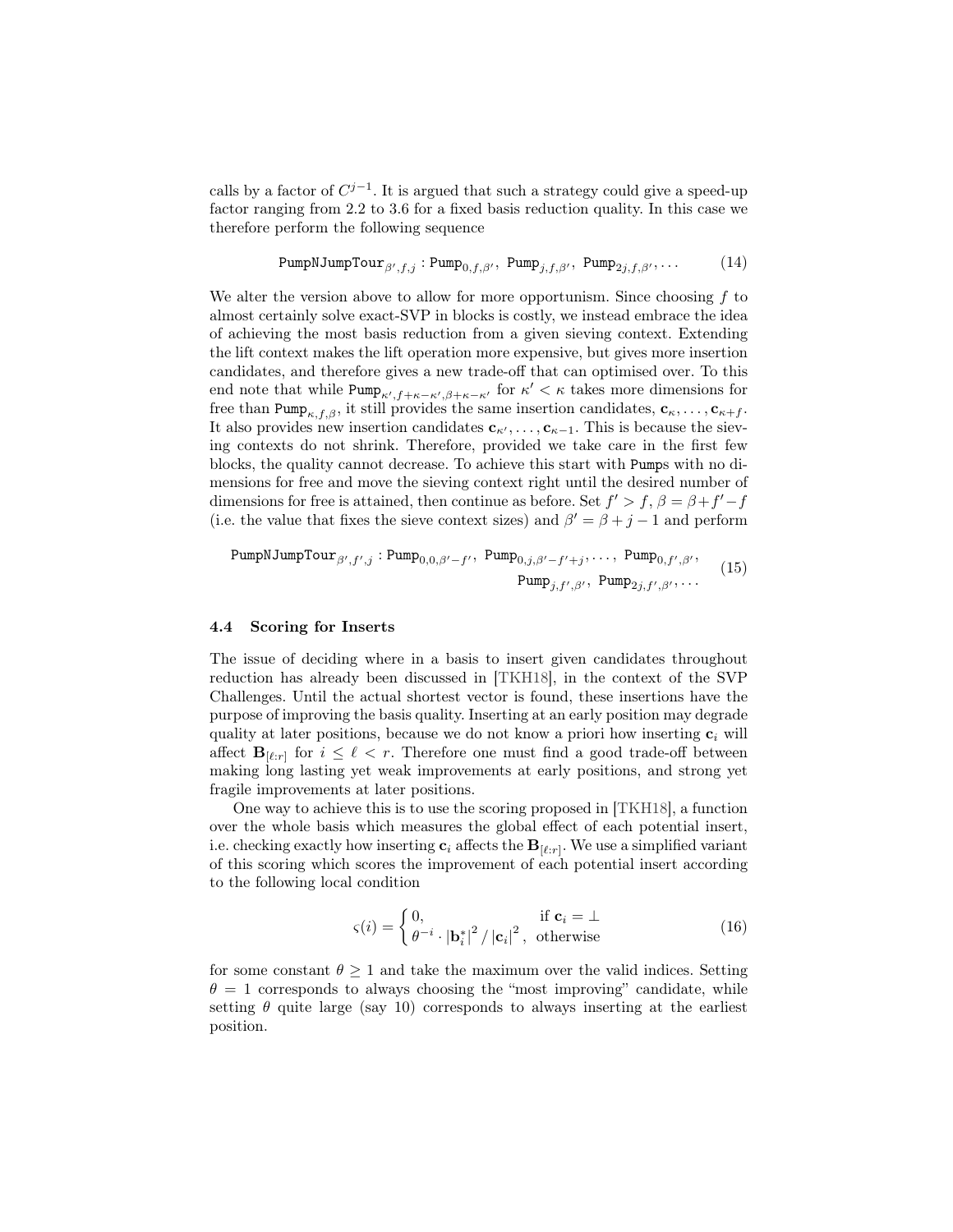calls by a factor of $C^{j-1}$. It is argued that such a strategy could give a speed-up factor ranging from 2.2 to 3.6 for a fixed basis reduction quality. In this case we therefore perform the following sequence

$$\texttt{PumpNJumpTour}_{\beta',f,j} : \texttt{Pump}_{0,f,\beta'},\ \texttt{Pump}_{j,f,\beta'},\ \texttt{Pump}_{2j,f,\beta'}, \dots \tag{14}$$

We alter the version above to allow for more opportunism. Since choosing $f$ to almost certainly solve exact-SVP in blocks is costly, we instead embrace the idea of achieving the most basis reduction from a given sieving context. Extending the lift context makes the lift operation more expensive, but gives more insertion candidates, and therefore gives a new trade-off that can optimised over. To this end note that while $\texttt{Pump}_{\kappa',f+\kappa-\kappa',\beta+\kappa-\kappa'}$ for $\kappa' < \kappa$ takes more dimensions for free than $\texttt{Pump}_{\kappa,f,\beta}$, it still provides the same insertion candidates, $\mathbf{c}_\kappa, \dots, \mathbf{c}_{\kappa+f}$. It also provides new insertion candidates $\mathbf{c}_{\kappa'}, \dots, \mathbf{c}_{\kappa-1}$. This is because the sieving contexts do not shrink. Therefore, provided we take care in the first few blocks, the quality cannot decrease. To achieve this start with Pumps with no dimensions for free and move the sieving context right until the desired number of dimensions for free is attained, then continue as before. Set $f' > f$, $\beta = \beta + f' - f$ (i.e. the value that fixes the sieve context sizes) and $\beta' = \beta + j - 1$ and perform

$$\begin{aligned}\texttt{PumpNJumpTour}_{\beta',f',j} : \texttt{Pump}_{0,0,\beta'-f'},\ \texttt{Pump}_{0,j,\beta'-f'+j}, \dots,\ \texttt{Pump}_{0,f',\beta'},\\ \texttt{Pump}_{j,f',\beta'},\ \texttt{Pump}_{2j,f',\beta'}, \dots\end{aligned} \tag{15}$$

### 4.4 Scoring for Inserts

The issue of deciding where in a basis to insert given candidates throughout reduction has already been discussed in [TKH18], in the context of the SVP Challenges. Until the actual shortest vector is found, these insertions have the purpose of improving the basis quality. Inserting at an early position may degrade quality at later positions, because we do not know a priori how inserting $\mathbf{c}_i$ will affect $\mathbf{B}_{[\ell:r]}$ for $i \leq \ell < r$. Therefore one must find a good trade-off between making long lasting yet weak improvements at early positions, and strong yet fragile improvements at later positions.

One way to achieve this is to use the scoring proposed in [TKH18], a function over the whole basis which measures the global effect of each potential insert, i.e. checking exactly how inserting $\mathbf{c}_i$ affects the $\mathbf{B}_{[\ell:r]}$. We use a simplified variant of this scoring which scores the improvement of each potential insert according to the following local condition

$$\varsigma(i) = \begin{cases} 0, & \text{if } \mathbf{c}_i = \perp \\ \theta^{-i} \cdot |\mathbf{b}_i^*|^2 / |\mathbf{c}_i|^2, & \text{otherwise} \end{cases} \tag{16}$$

for some constant $\theta \geq 1$ and take the maximum over the valid indices. Setting $\theta = 1$ corresponds to always choosing the "most improving" candidate, while setting $\theta$ quite large (say 10) corresponds to always inserting at the earliest position.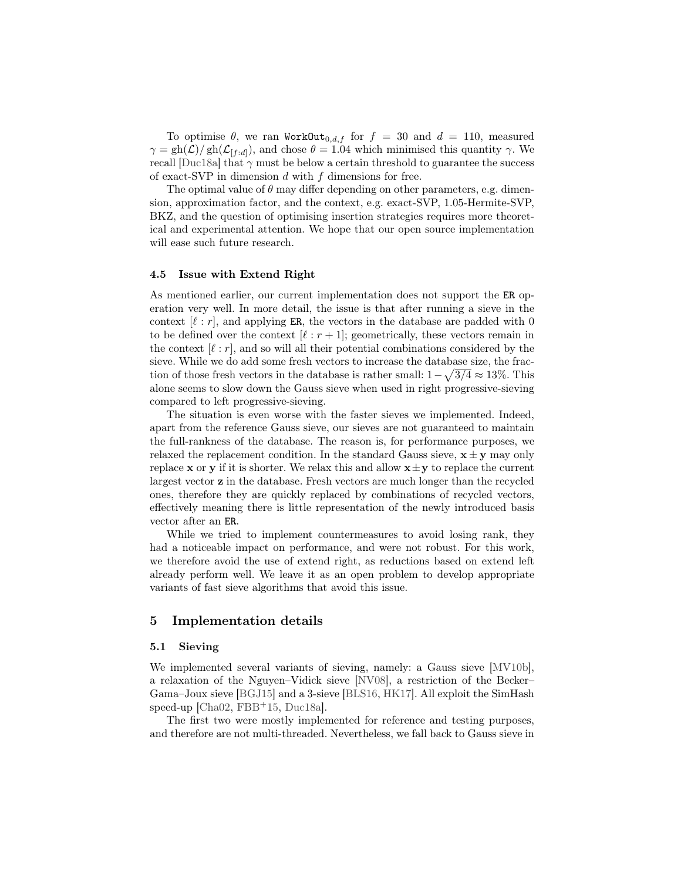To optimise $\theta$, we ran $\texttt{WorkOut}_{0,d,f}$ for $f = 30$ and $d = 110$, measured $\gamma = \text{gh}(\mathcal{L})/\,\text{gh}(\mathcal{L}_{[f:d]})$, and chose $\theta = 1.04$ which minimised this quantity $\gamma$. We recall [Duc18a] that $\gamma$ must be below a certain threshold to guarantee the success of exact-SVP in dimension $d$ with $f$ dimensions for free.

The optimal value of $\theta$ may differ depending on other parameters, e.g. dimension, approximation factor, and the context, e.g. exact-SVP, 1.05-Hermite-SVP, BKZ, and the question of optimising insertion strategies requires more theoretical and experimental attention. We hope that our open source implementation will ease such future research.

### 4.5 Issue with Extend Right

As mentioned earlier, our current implementation does not support the `ER` operation very well. In more detail, the issue is that after running a sieve in the context $[\ell : r]$, and applying `ER`, the vectors in the database are padded with 0 to be defined over the context $[\ell : r + 1]$; geometrically, these vectors remain in the context $[\ell : r]$, and so will all their potential combinations considered by the sieve. While we do add some fresh vectors to increase the database size, the fraction of those fresh vectors in the database is rather small: $1 - \sqrt{3/4} \approx 13\%$. This alone seems to slow down the Gauss sieve when used in right progressive-sieving compared to left progressive-sieving.

The situation is even worse with the faster sieves we implemented. Indeed, apart from the reference Gauss sieve, our sieves are not guaranteed to maintain the full-rankness of the database. The reason is, for performance purposes, we relaxed the replacement condition. In the standard Gauss sieve, $\mathbf{x} \pm \mathbf{y}$ may only replace $\mathbf{x}$ or $\mathbf{y}$ if it is shorter. We relax this and allow $\mathbf{x} \pm \mathbf{y}$ to replace the current largest vector $\mathbf{z}$ in the database. Fresh vectors are much longer than the recycled ones, therefore they are quickly replaced by combinations of recycled vectors, effectively meaning there is little representation of the newly introduced basis vector after an `ER`.

While we tried to implement countermeasures to avoid losing rank, they had a noticeable impact on performance, and were not robust. For this work, we therefore avoid the use of extend right, as reductions based on extend left already perform well. We leave it as an open problem to develop appropriate variants of fast sieve algorithms that avoid this issue.

## 5 Implementation details

### 5.1 Sieving

We implemented several variants of sieving, namely: a Gauss sieve [MV10b], a relaxation of the Nguyen–Vidick sieve [NV08], a restriction of the Becker–Gama–Joux sieve [BGJ15] and a 3-sieve [BLS16, HK17]. All exploit the SimHash speed-up [Cha02, FBB+15, Duc18a].

The first two were mostly implemented for reference and testing purposes, and therefore are not multi-threaded. Nevertheless, we fall back to Gauss sieve in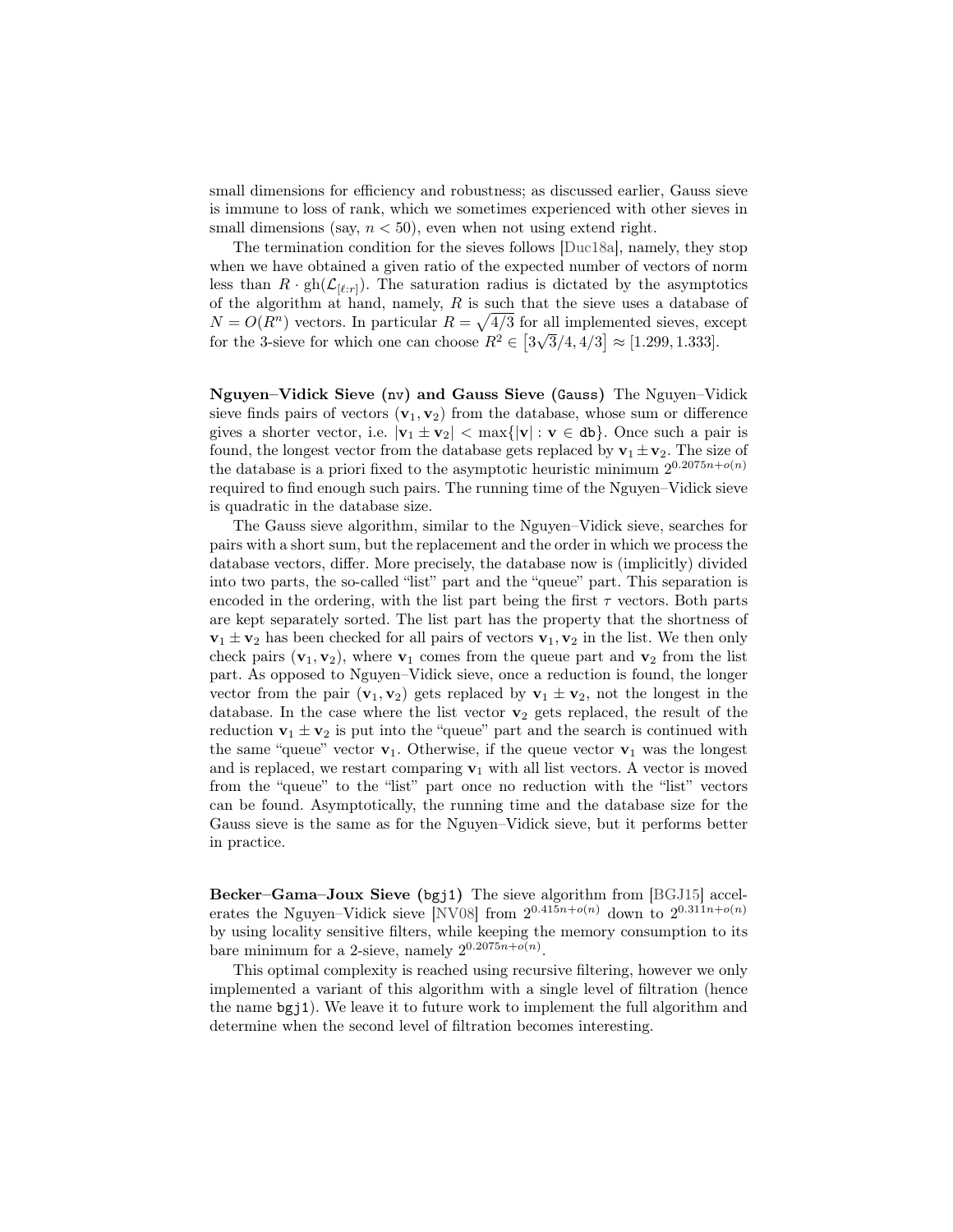small dimensions for efficiency and robustness; as discussed earlier, Gauss sieve is immune to loss of rank, which we sometimes experienced with other sieves in small dimensions (say, $n < 50$), even when not using extend right.

The termination condition for the sieves follows [Duc18a], namely, they stop when we have obtained a given ratio of the expected number of vectors of norm less than $R \cdot \mathrm{gh}(\mathcal{L}_{[\ell:r]})$. The saturation radius is dictated by the asymptotics of the algorithm at hand, namely, $R$ is such that the sieve uses a database of $N = O(R^n)$ vectors. In particular $R = \sqrt{4/3}$ for all implemented sieves, except for the 3-sieve for which one can choose $R^2 \in \left[3\sqrt{3}/4, 4/3\right] \approx [1.299, 1.333]$.

**Nguyen–Vidick Sieve (nv) and Gauss Sieve (Gauss)** The Nguyen–Vidick sieve finds pairs of vectors $(\mathbf{v}_1, \mathbf{v}_2)$ from the database, whose sum or difference gives a shorter vector, i.e. $|\mathbf{v}_1 \pm \mathbf{v}_2| < \max\{|\mathbf{v}| : \mathbf{v} \in \mathtt{db}\}$. Once such a pair is found, the longest vector from the database gets replaced by $\mathbf{v}_1 \pm \mathbf{v}_2$. The size of the database is a priori fixed to the asymptotic heuristic minimum $2^{0.2075n+o(n)}$ required to find enough such pairs. The running time of the Nguyen–Vidick sieve is quadratic in the database size.

The Gauss sieve algorithm, similar to the Nguyen–Vidick sieve, searches for pairs with a short sum, but the replacement and the order in which we process the database vectors, differ. More precisely, the database now is (implicitly) divided into two parts, the so-called "list" part and the "queue" part. This separation is encoded in the ordering, with the list part being the first $\tau$ vectors. Both parts are kept separately sorted. The list part has the property that the shortness of $\mathbf{v}_1 \pm \mathbf{v}_2$ has been checked for all pairs of vectors $\mathbf{v}_1, \mathbf{v}_2$ in the list. We then only check pairs $(\mathbf{v}_1, \mathbf{v}_2)$, where $\mathbf{v}_1$ comes from the queue part and $\mathbf{v}_2$ from the list part. As opposed to Nguyen–Vidick sieve, once a reduction is found, the longer vector from the pair $(\mathbf{v}_1, \mathbf{v}_2)$ gets replaced by $\mathbf{v}_1 \pm \mathbf{v}_2$, not the longest in the database. In the case where the list vector $\mathbf{v}_2$ gets replaced, the result of the reduction $\mathbf{v}_1 \pm \mathbf{v}_2$ is put into the "queue" part and the search is continued with the same "queue" vector $\mathbf{v}_1$. Otherwise, if the queue vector $\mathbf{v}_1$ was the longest and is replaced, we restart comparing $\mathbf{v}_1$ with all list vectors. A vector is moved from the "queue" to the "list" part once no reduction with the "list" vectors can be found. Asymptotically, the running time and the database size for the Gauss sieve is the same as for the Nguyen–Vidick sieve, but it performs better in practice.

**Becker–Gama–Joux Sieve (bgj1)** The sieve algorithm from [BGJ15] accelerates the Nguyen–Vidick sieve [NV08] from $2^{0.415n+o(n)}$ down to $2^{0.311n+o(n)}$ by using locality sensitive filters, while keeping the memory consumption to its bare minimum for a 2-sieve, namely $2^{0.2075n+o(n)}$.

This optimal complexity is reached using recursive filtering, however we only implemented a variant of this algorithm with a single level of filtration (hence the name bgj1). We leave it to future work to implement the full algorithm and determine when the second level of filtration becomes interesting.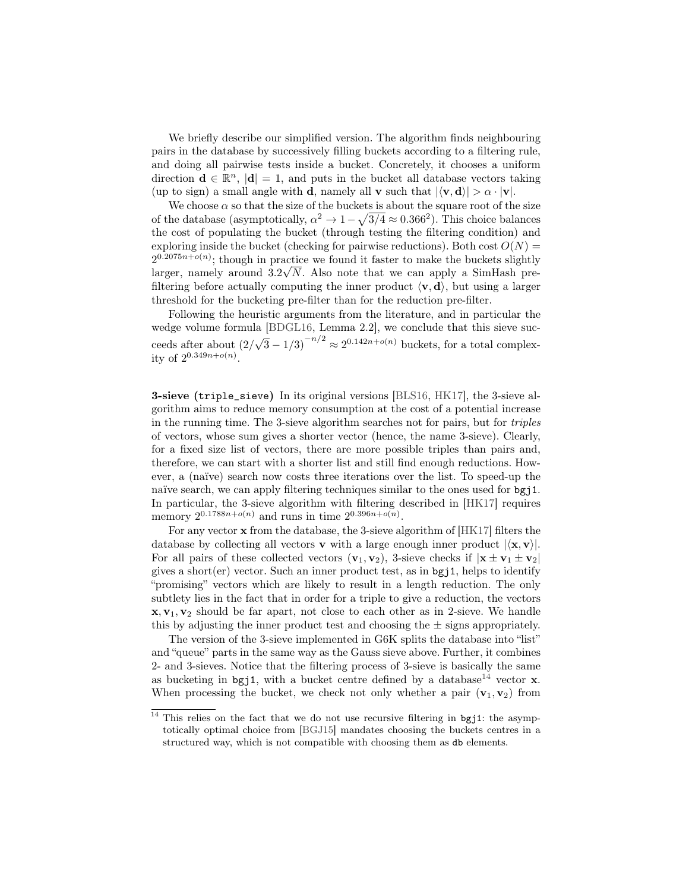We briefly describe our simplified version. The algorithm finds neighbouring pairs in the database by successively filling buckets according to a filtering rule, and doing all pairwise tests inside a bucket. Concretely, it chooses a uniform direction $\mathbf{d} \in \mathbb{R}^n$, $|\mathbf{d}| = 1$, and puts in the bucket all database vectors taking (up to sign) a small angle with $\mathbf{d}$, namely all $\mathbf{v}$ such that $|\langle \mathbf{v}, \mathbf{d} \rangle| > \alpha \cdot |\mathbf{v}|$.

We choose $\alpha$ so that the size of the buckets is about the square root of the size of the database (asymptotically, $\alpha^2 \to 1 - \sqrt{3/4} \approx 0.366^2$). This choice balances the cost of populating the bucket (through testing the filtering condition) and exploring inside the bucket (checking for pairwise reductions). Both cost $O(N) = 2^{0.2075n+o(n)}$; though in practice we found it faster to make the buckets slightly larger, namely around $3.2\sqrt{N}$. Also note that we can apply a SimHash pre-filtering before actually computing the inner product $\langle \mathbf{v}, \mathbf{d} \rangle$, but using a larger threshold for the bucketing pre-filter than for the reduction pre-filter.

Following the heuristic arguments from the literature, and in particular the wedge volume formula [BDGL16, Lemma 2.2], we conclude that this sieve succeeds after about $(2/\sqrt{3} - 1/3)^{-n/2} \approx 2^{0.142n+o(n)}$ buckets, for a total complexity of $2^{0.349n+o(n)}$.

**3-sieve (`triple_sieve`)** In its original versions [BLS16, HK17], the 3-sieve algorithm aims to reduce memory consumption at the cost of a potential increase in the running time. The 3-sieve algorithm searches not for pairs, but for *triples* of vectors, whose sum gives a shorter vector (hence, the name 3-sieve). Clearly, for a fixed size list of vectors, there are more possible triples than pairs and, therefore, we can start with a shorter list and still find enough reductions. However, a (naïve) search now costs three iterations over the list. To speed-up the naïve search, we can apply filtering techniques similar to the ones used for `bgj1`. In particular, the 3-sieve algorithm with filtering described in [HK17] requires memory $2^{0.1788n+o(n)}$ and runs in time $2^{0.396n+o(n)}$.

For any vector $\mathbf{x}$ from the database, the 3-sieve algorithm of [HK17] filters the database by collecting all vectors $\mathbf{v}$ with a large enough inner product $|\langle \mathbf{x}, \mathbf{v} \rangle|$. For all pairs of these collected vectors $(\mathbf{v}_1, \mathbf{v}_2)$, 3-sieve checks if $|\mathbf{x} \pm \mathbf{v}_1 \pm \mathbf{v}_2|$ gives a short(er) vector. Such an inner product test, as in `bgj1`, helps to identify "promising" vectors which are likely to result in a length reduction. The only subtlety lies in the fact that in order for a triple to give a reduction, the vectors $\mathbf{x}, \mathbf{v}_1, \mathbf{v}_2$ should be far apart, not close to each other as in 2-sieve. We handle this by adjusting the inner product test and choosing the $\pm$ signs appropriately.

The version of the 3-sieve implemented in G6K splits the database into "list" and "queue" parts in the same way as the Gauss sieve above. Further, it combines 2- and 3-sieves. Notice that the filtering process of 3-sieve is basically the same as bucketing in `bgj1`, with a bucket centre defined by a database[14] vector $\mathbf{x}$. When processing the bucket, we check not only whether a pair $(\mathbf{v}_1, \mathbf{v}_2)$ from

[14] This relies on the fact that we do not use recursive filtering in `bgj1`: the asymptotically optimal choice from [BGJ15] mandates choosing the buckets centres in a structured way, which is not compatible with choosing them as `db` elements.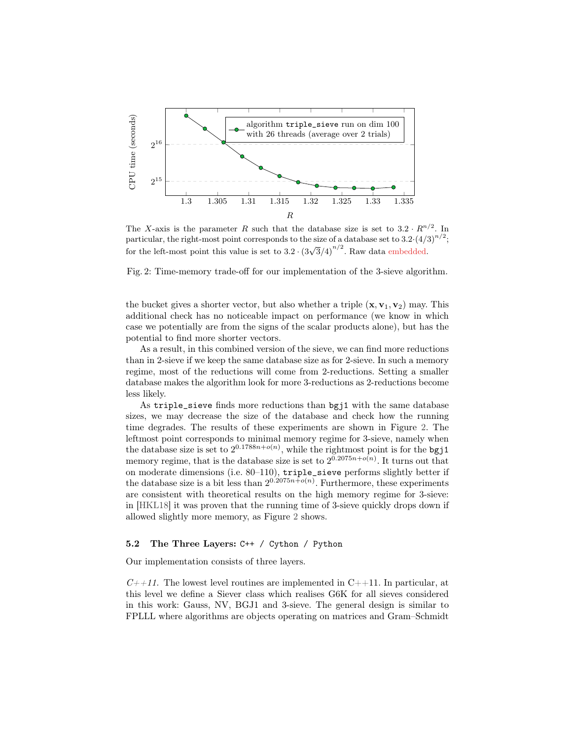The $X$-axis is the parameter $R$ such that the database size is set to $3.2 \cdot R^{n/2}$. In particular, the right-most point corresponds to the size of a database set to $3.2 \cdot (4/3)^{n/2}$; for the left-most point this value is set to $3.2 \cdot (3\sqrt{3}/4)^{n/2}$. Raw data embedded.

Fig. 2: Time-memory trade-off for our implementation of the 3-sieve algorithm.

the bucket gives a shorter vector, but also whether a triple $(\mathbf{x}, \mathbf{v}_1, \mathbf{v}_2)$ may. This additional check has no noticeable impact on performance (we know in which case we potentially are from the signs of the scalar products alone), but has the potential to find more shorter vectors.

As a result, in this combined version of the sieve, we can find more reductions than in 2-sieve if we keep the same database size as for 2-sieve. In such a memory regime, most of the reductions will come from 2-reductions. Setting a smaller database makes the algorithm look for more 3-reductions as 2-reductions become less likely.

As `triple_sieve` finds more reductions than `bgj1` with the same database sizes, we may decrease the size of the database and check how the running time degrades. The results of these experiments are shown in Figure 2. The leftmost point corresponds to minimal memory regime for 3-sieve, namely when the database size is set to $2^{0.1788n+o(n)}$, while the rightmost point is for the `bgj1` memory regime, that is the database size is set to $2^{0.2075n+o(n)}$. It turns out that on moderate dimensions (i.e. 80–110), `triple_sieve` performs slightly better if the database size is a bit less than $2^{0.2075n+o(n)}$. Furthermore, these experiments are consistent with theoretical results on the high memory regime for 3-sieve: in [HKL18] it was proven that the running time of 3-sieve quickly drops down if allowed slightly more memory, as Figure 2 shows.

### 5.2 The Three Layers: `C++` / `Cython` / `Python`

Our implementation consists of three layers.

*C++11.* The lowest level routines are implemented in C++11. In particular, at this level we define a Siever class which realises G6K for all sieves considered in this work: Gauss, NV, BGJ1 and 3-sieve. The general design is similar to FPLLL where algorithms are objects operating on matrices and Gram–Schmidt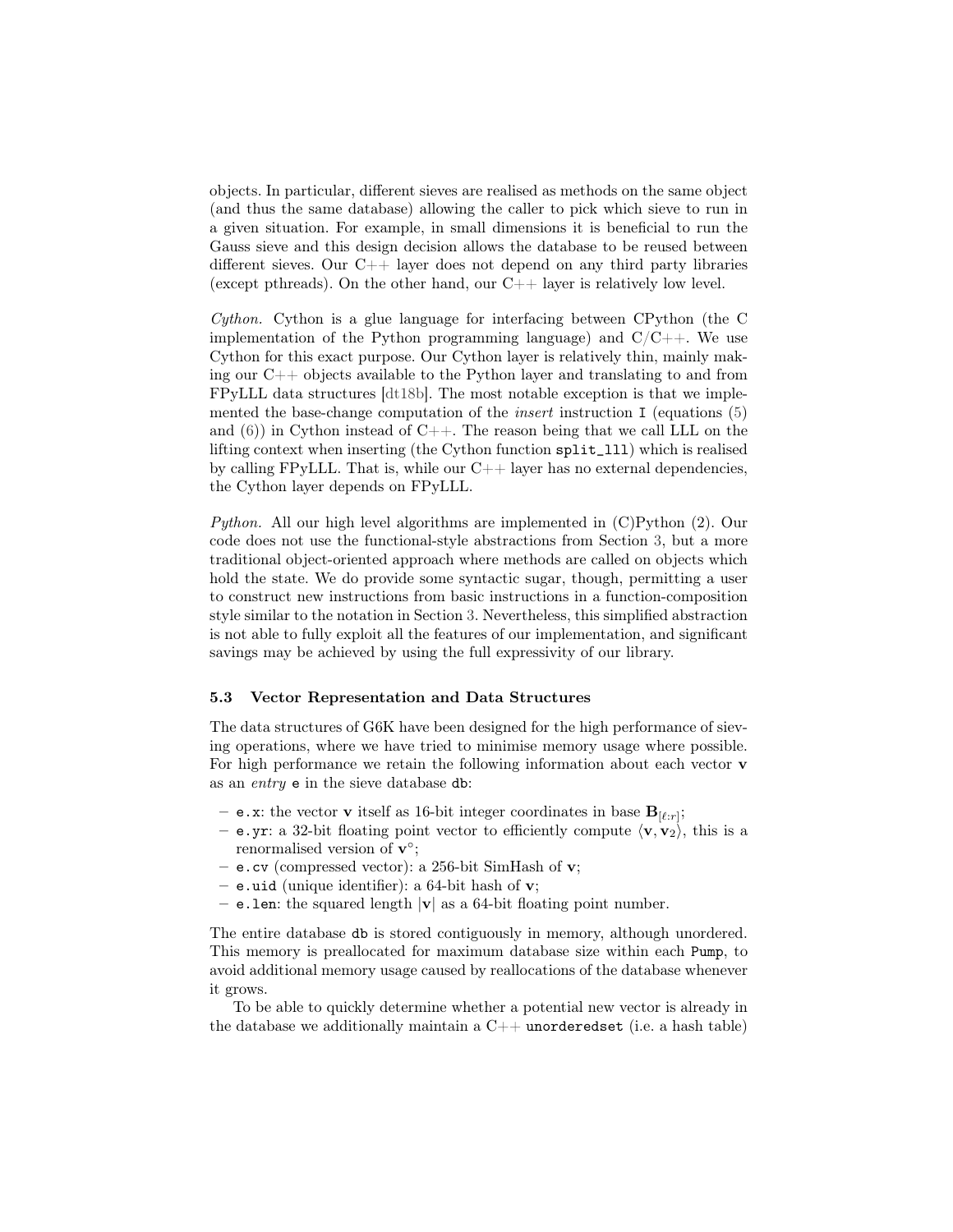objects. In particular, different sieves are realised as methods on the same object (and thus the same database) allowing the caller to pick which sieve to run in a given situation. For example, in small dimensions it is beneficial to run the Gauss sieve and this design decision allows the database to be reused between different sieves. Our C++ layer does not depend on any third party libraries (except pthreads). On the other hand, our C++ layer is relatively low level.

*Cython.* Cython is a glue language for interfacing between CPython (the C implementation of the Python programming language) and C/C++. We use Cython for this exact purpose. Our Cython layer is relatively thin, mainly making our C++ objects available to the Python layer and translating to and from FPyLLL data structures [dt18b]. The most notable exception is that we implemented the base-change computation of the *insert* instruction `I` (equations (5) and (6)) in Cython instead of C++. The reason being that we call LLL on the lifting context when inserting (the Cython function `split_lll`) which is realised by calling FPyLLL. That is, while our C++ layer has no external dependencies, the Cython layer depends on FPyLLL.

*Python.* All our high level algorithms are implemented in (C)Python (2). Our code does not use the functional-style abstractions from Section 3, but a more traditional object-oriented approach where methods are called on objects which hold the state. We do provide some syntactic sugar, though, permitting a user to construct new instructions from basic instructions in a function-composition style similar to the notation in Section 3. Nevertheless, this simplified abstraction is not able to fully exploit all the features of our implementation, and significant savings may be achieved by using the full expressivity of our library.

### 5.3 Vector Representation and Data Structures

The data structures of G6K have been designed for the high performance of sieving operations, where we have tried to minimise memory usage where possible. For high performance we retain the following information about each vector $\mathbf{v}$ as an *entry* `e` in the sieve database `db`:

- `e.x`: the vector $\mathbf{v}$ itself as 16-bit integer coordinates in base $\mathbf{B}_{[\ell:r]}$;
- `e.yr`: a 32-bit floating point vector to efficiently compute $\langle \mathbf{v}, \mathbf{v}_2 \rangle$, this is a renormalised version of $\mathbf{v}^\circ$;
- `e.cv` (compressed vector): a 256-bit SimHash of $\mathbf{v}$;
- `e.uid` (unique identifier): a 64-bit hash of $\mathbf{v}$;
- `e.len`: the squared length $|\mathbf{v}|$ as a 64-bit floating point number.

The entire database `db` is stored contiguously in memory, although unordered. This memory is preallocated for maximum database size within each `Pump`, to avoid additional memory usage caused by reallocations of the database whenever it grows.

To be able to quickly determine whether a potential new vector is already in the database we additionally maintain a C++ `unorderedset` (i.e. a hash table)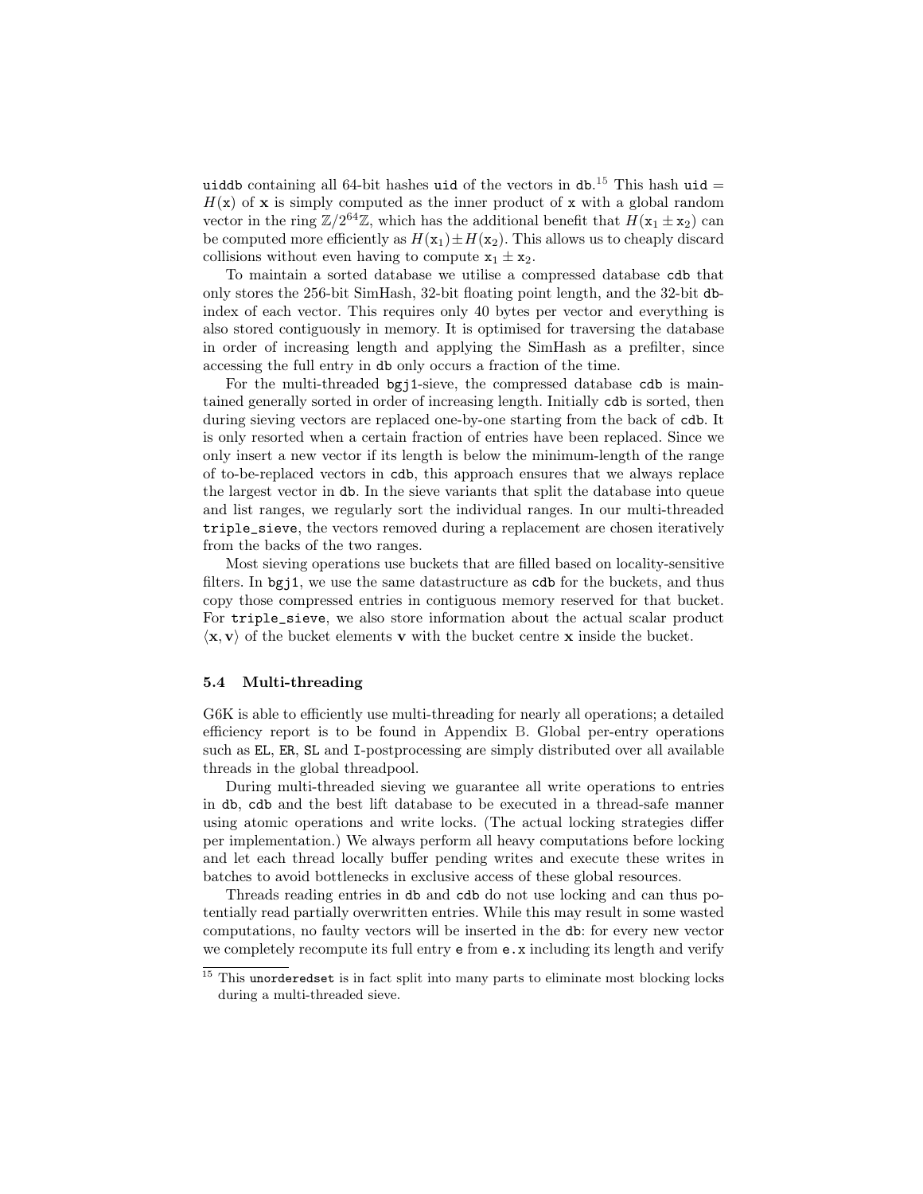`uiddb` containing all 64-bit hashes `uid` of the vectors in `db`.[15] This hash $\texttt{uid} = H(\texttt{x})$ of $\mathbf{x}$ is simply computed as the inner product of `x` with a global random vector in the ring $\mathbb{Z}/2^{64}\mathbb{Z}$, which has the additional benefit that $H(\texttt{x}_1 \pm \texttt{x}_2)$ can be computed more efficiently as $H(\texttt{x}_1) \pm H(\texttt{x}_2)$. This allows us to cheaply discard collisions without even having to compute $\texttt{x}_1 \pm \texttt{x}_2$.

To maintain a sorted database we utilise a compressed database `cdb` that only stores the 256-bit SimHash, 32-bit floating point length, and the 32-bit `db`-index of each vector. This requires only 40 bytes per vector and everything is also stored contiguously in memory. It is optimised for traversing the database in order of increasing length and applying the SimHash as a prefilter, since accessing the full entry in `db` only occurs a fraction of the time.

For the multi-threaded `bgj1`-sieve, the compressed database `cdb` is maintained generally sorted in order of increasing length. Initially `cdb` is sorted, then during sieving vectors are replaced one-by-one starting from the back of `cdb`. It is only resorted when a certain fraction of entries have been replaced. Since we only insert a new vector if its length is below the minimum-length of the range of to-be-replaced vectors in `cdb`, this approach ensures that we always replace the largest vector in `db`. In the sieve variants that split the database into queue and list ranges, we regularly sort the individual ranges. In our multi-threaded `triple_sieve`, the vectors removed during a replacement are chosen iteratively from the backs of the two ranges.

Most sieving operations use buckets that are filled based on locality-sensitive filters. In `bgj1`, we use the same datastructure as `cdb` for the buckets, and thus copy those compressed entries in contiguous memory reserved for that bucket. For `triple_sieve`, we also store information about the actual scalar product $\langle \mathbf{x}, \mathbf{v} \rangle$ of the bucket elements $\mathbf{v}$ with the bucket centre $\mathbf{x}$ inside the bucket.

### 5.4 Multi-threading

G6K is able to efficiently use multi-threading for nearly all operations; a detailed efficiency report is to be found in Appendix B. Global per-entry operations such as `EL`, `ER`, `SL` and `I`-postprocessing are simply distributed over all available threads in the global threadpool.

During multi-threaded sieving we guarantee all write operations to entries in `db`, `cdb` and the best lift database to be executed in a thread-safe manner using atomic operations and write locks. (The actual locking strategies differ per implementation.) We always perform all heavy computations before locking and let each thread locally buffer pending writes and execute these writes in batches to avoid bottlenecks in exclusive access of these global resources.

Threads reading entries in `db` and `cdb` do not use locking and can thus potentially read partially overwritten entries. While this may result in some wasted computations, no faulty vectors will be inserted in the `db`: for every new vector we completely recompute its full entry `e` from `e.x` including its length and verify

[15] This `unorderedset` is in fact split into many parts to eliminate most blocking locks during a multi-threaded sieve.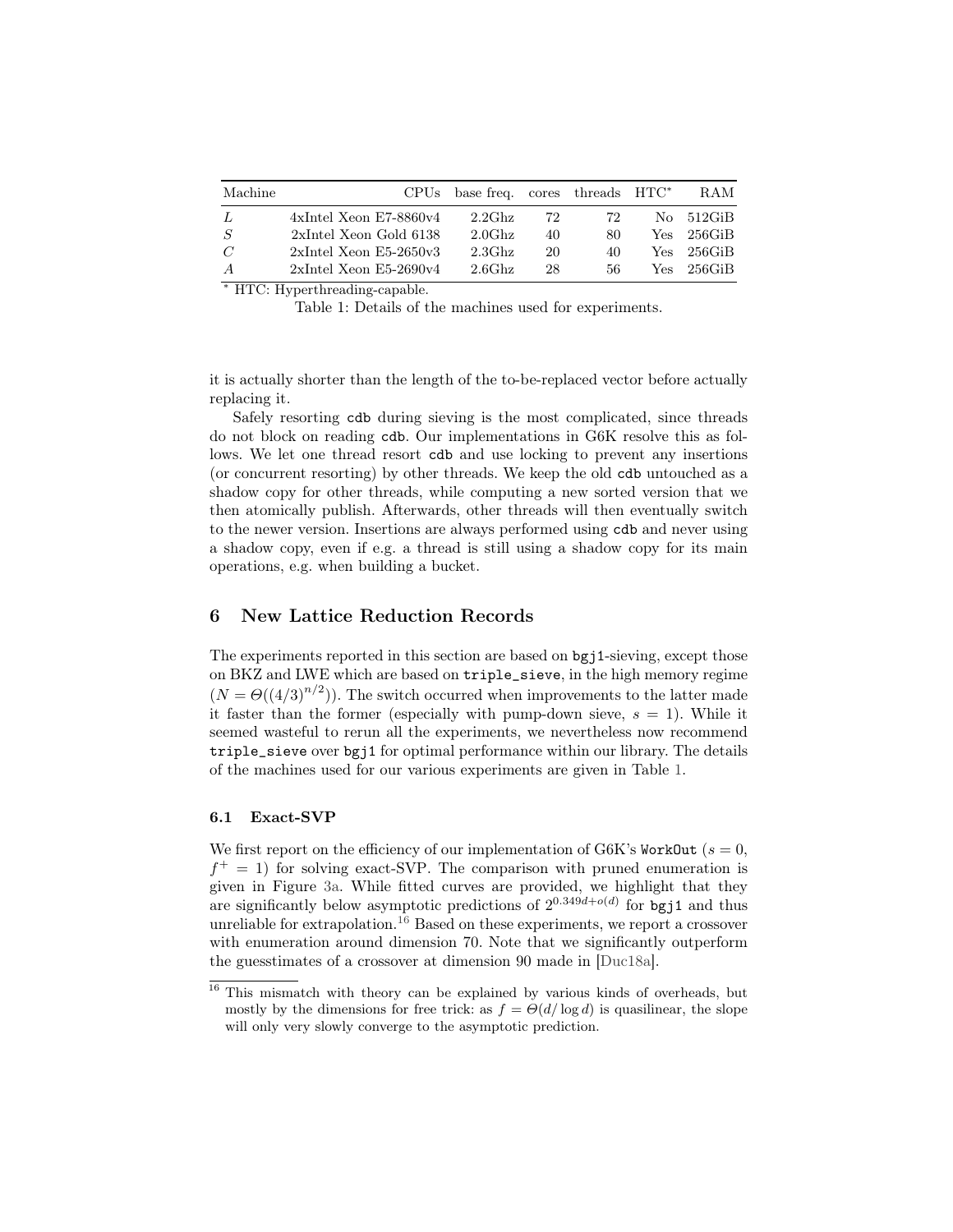| Machine | CPUs | base freq. | cores | threads | HTC* | RAM |
|---|---|---|---|---|---|---|
| $L$ | 4xIntel Xeon E7-8860v4 | 2.2Ghz | 72 | 72 | No | 512GiB |
| $S$ | 2xIntel Xeon Gold 6138 | 2.0Ghz | 40 | 80 | Yes | 256GiB |
| $C$ | 2xIntel Xeon E5-2650v3 | 2.3Ghz | 20 | 40 | Yes | 256GiB |
| $A$ | 2xIntel Xeon E5-2690v4 | 2.6Ghz | 28 | 56 | Yes | 256GiB |

* HTC: Hyperthreading-capable.

Table 1: Details of the machines used for experiments.

it is actually shorter than the length of the to-be-replaced vector before actually replacing it.

Safely resorting `cdb` during sieving is the most complicated, since threads do not block on reading `cdb`. Our implementations in G6K resolve this as follows. We let one thread resort `cdb` and use locking to prevent any insertions (or concurrent resorting) by other threads. We keep the old `cdb` untouched as a shadow copy for other threads, while computing a new sorted version that we then atomically publish. Afterwards, other threads will then eventually switch to the newer version. Insertions are always performed using `cdb` and never using a shadow copy, even if e.g. a thread is still using a shadow copy for its main operations, e.g. when building a bucket.

## 6 New Lattice Reduction Records

The experiments reported in this section are based on `bgj1`-sieving, except those on BKZ and LWE which are based on `triple_sieve`, in the high memory regime ($N = \Theta((4/3)^{n/2})$). The switch occurred when improvements to the latter made it faster than the former (especially with pump-down sieve, $s = 1$). While it seemed wasteful to rerun all the experiments, we nevertheless now recommend `triple_sieve` over `bgj1` for optimal performance within our library. The details of the machines used for our various experiments are given in Table 1.

### 6.1 Exact-SVP

We first report on the efficiency of our implementation of G6K's `WorkOut` ($s = 0$, $f^+ = 1$) for solving exact-SVP. The comparison with pruned enumeration is given in Figure 3a. While fitted curves are provided, we highlight that they are significantly below asymptotic predictions of $2^{0.349d+o(d)}$ for `bgj1` and thus unreliable for extrapolation.[16] Based on these experiments, we report a crossover with enumeration around dimension 70. Note that we significantly outperform the guesstimates of a crossover at dimension 90 made in [Duc18a].

[16] This mismatch with theory can be explained by various kinds of overheads, but mostly by the dimensions for free trick: as $f = \Theta(d/\log d)$ is quasilinear, the slope will only very slowly converge to the asymptotic prediction.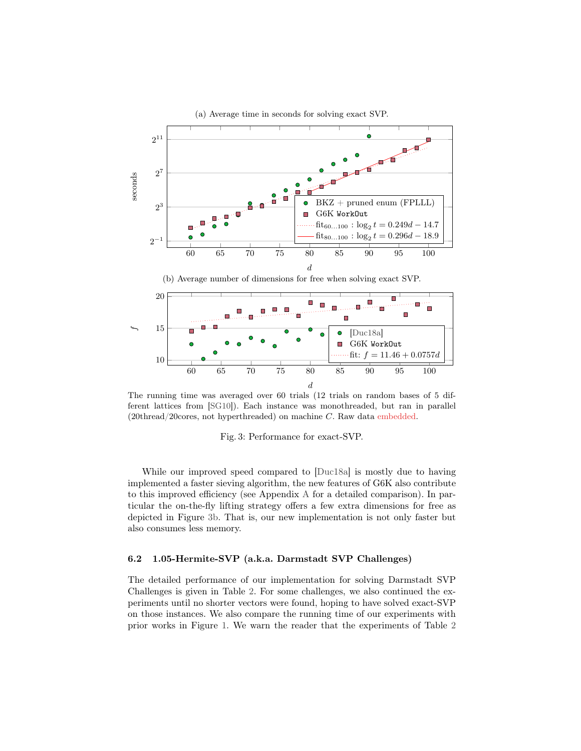(a) Average time in seconds for solving exact SVP.

(b) Average number of dimensions for free when solving exact SVP.

The running time was averaged over 60 trials (12 trials on random bases of 5 different lattices from [SG10]). Each instance was monothreaded, but ran in parallel (20thread/20cores, not hyperthreaded) on machine $C$. Raw data embedded.

Fig. 3: Performance for exact-SVP.

While our improved speed compared to [Duc18a] is mostly due to having implemented a faster sieving algorithm, the new features of G6K also contribute to this improved efficiency (see Appendix A for a detailed comparison). In particular the on-the-fly lifting strategy offers a few extra dimensions for free as depicted in Figure 3b. That is, our new implementation is not only faster but also consumes less memory.

### 6.2 1.05-Hermite-SVP (a.k.a. Darmstadt SVP Challenges)

The detailed performance of our implementation for solving Darmstadt SVP Challenges is given in Table 2. For some challenges, we also continued the experiments until no shorter vectors were found, hoping to have solved exact-SVP on those instances. We also compare the running time of our experiments with prior works in Figure 1. We warn the reader that the experiments of Table 2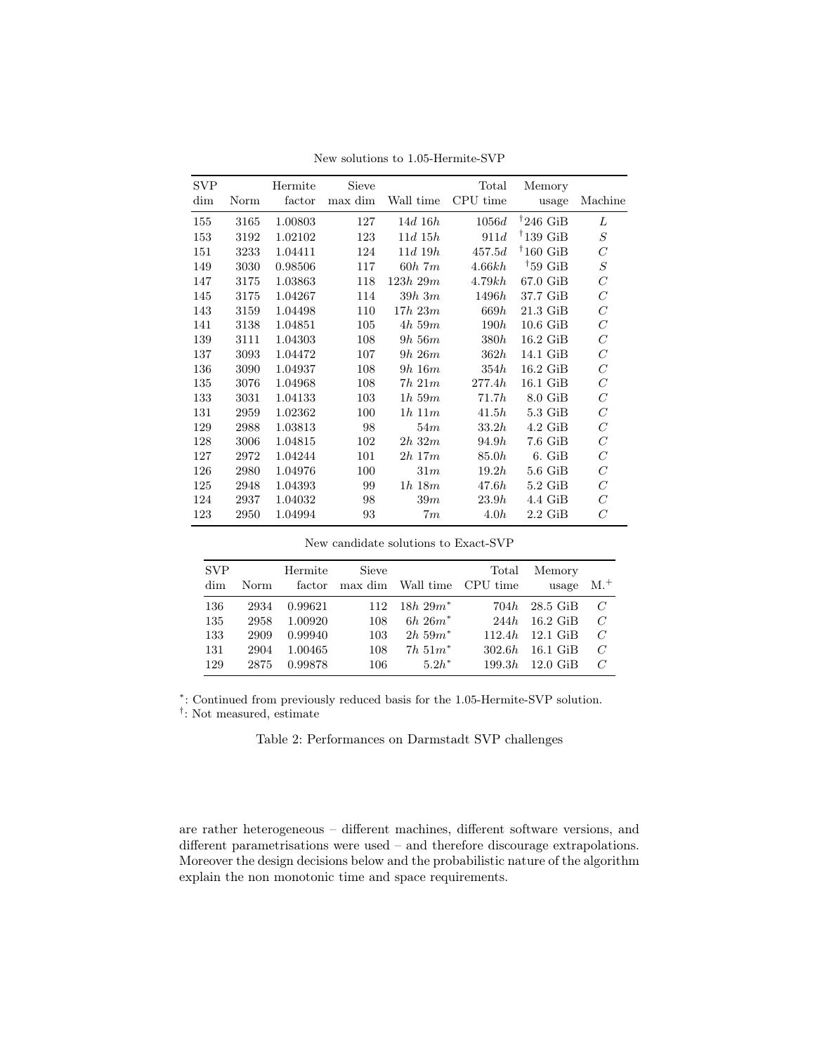New solutions to 1.05-Hermite-SVP

| SVP dim | Norm | Hermite factor | Sieve max dim | Wall time | Total CPU time | Memory usage | Machine |
|---|---|---|---|---|---|---|---|
| 155 | 3165 | 1.00803 | 127 | $14d\ 16h$ | $1056d$ | †246 GiB | $L$ |
| 153 | 3192 | 1.02102 | 123 | $11d\ 15h$ | $911d$ | †139 GiB | $S$ |
| 151 | 3233 | 1.04411 | 124 | $11d\ 19h$ | $457.5d$ | †160 GiB | $C$ |
| 149 | 3030 | 0.98506 | 117 | $60h\ 7m$ | $4.66kh$ | †59 GiB | $S$ |
| 147 | 3175 | 1.03863 | 118 | $123h\ 29m$ | $4.79kh$ | 67.0 GiB | $C$ |
| 145 | 3175 | 1.04267 | 114 | $39h\ 3m$ | $1496h$ | 37.7 GiB | $C$ |
| 143 | 3159 | 1.04498 | 110 | $17h\ 23m$ | $669h$ | 21.3 GiB | $C$ |
| 141 | 3138 | 1.04851 | 105 | $4h\ 59m$ | $190h$ | 10.6 GiB | $C$ |
| 139 | 3111 | 1.04303 | 108 | $9h\ 56m$ | $380h$ | 16.2 GiB | $C$ |
| 137 | 3093 | 1.04472 | 107 | $9h\ 26m$ | $362h$ | 14.1 GiB | $C$ |
| 136 | 3090 | 1.04937 | 108 | $9h\ 16m$ | $354h$ | 16.2 GiB | $C$ |
| 135 | 3076 | 1.04968 | 108 | $7h\ 21m$ | $277.4h$ | 16.1 GiB | $C$ |
| 133 | 3031 | 1.04133 | 103 | $1h\ 59m$ | $71.7h$ | 8.0 GiB | $C$ |
| 131 | 2959 | 1.02362 | 100 | $1h\ 11m$ | $41.5h$ | 5.3 GiB | $C$ |
| 129 | 2988 | 1.03813 | 98 | $54m$ | $33.2h$ | 4.2 GiB | $C$ |
| 128 | 3006 | 1.04815 | 102 | $2h\ 32m$ | $94.9h$ | 7.6 GiB | $C$ |
| 127 | 2972 | 1.04244 | 101 | $2h\ 17m$ | $85.0h$ | 6. GiB | $C$ |
| 126 | 2980 | 1.04976 | 100 | $31m$ | $19.2h$ | 5.6 GiB | $C$ |
| 125 | 2948 | 1.04393 | 99 | $1h\ 18m$ | $47.6h$ | 5.2 GiB | $C$ |
| 124 | 2937 | 1.04032 | 98 | $39m$ | $23.9h$ | 4.4 GiB | $C$ |
| 123 | 2950 | 1.04994 | 93 | $7m$ | $4.0h$ | 2.2 GiB | $C$ |

New candidate solutions to Exact-SVP

| SVP dim | Norm | Hermite factor | Sieve max dim | Wall time | Total CPU time | Memory usage | M.+ |
|---|---|---|---|---|---|---|---|
| 136 | 2934 | 0.99621 | 112 | $18h\ 29m^*$ | $704h$ | 28.5 GiB | $C$ |
| 135 | 2958 | 1.00920 | 108 | $6h\ 26m^*$ | $244h$ | 16.2 GiB | $C$ |
| 133 | 2909 | 0.99940 | 103 | $2h\ 59m^*$ | $112.4h$ | 12.1 GiB | $C$ |
| 131 | 2904 | 1.00465 | 108 | $7h\ 51m^*$ | $302.6h$ | 16.1 GiB | $C$ |
| 129 | 2875 | 0.99878 | 106 | $5.2h^*$ | $199.3h$ | 12.0 GiB | $C$ |

*: Continued from previously reduced basis for the 1.05-Hermite-SVP solution.
†: Not measured, estimate

Table 2: Performances on Darmstadt SVP challenges

are rather heterogeneous – different machines, different software versions, and different parametrisations were used – and therefore discourage extrapolations. Moreover the design decisions below and the probabilistic nature of the algorithm explain the non monotonic time and space requirements.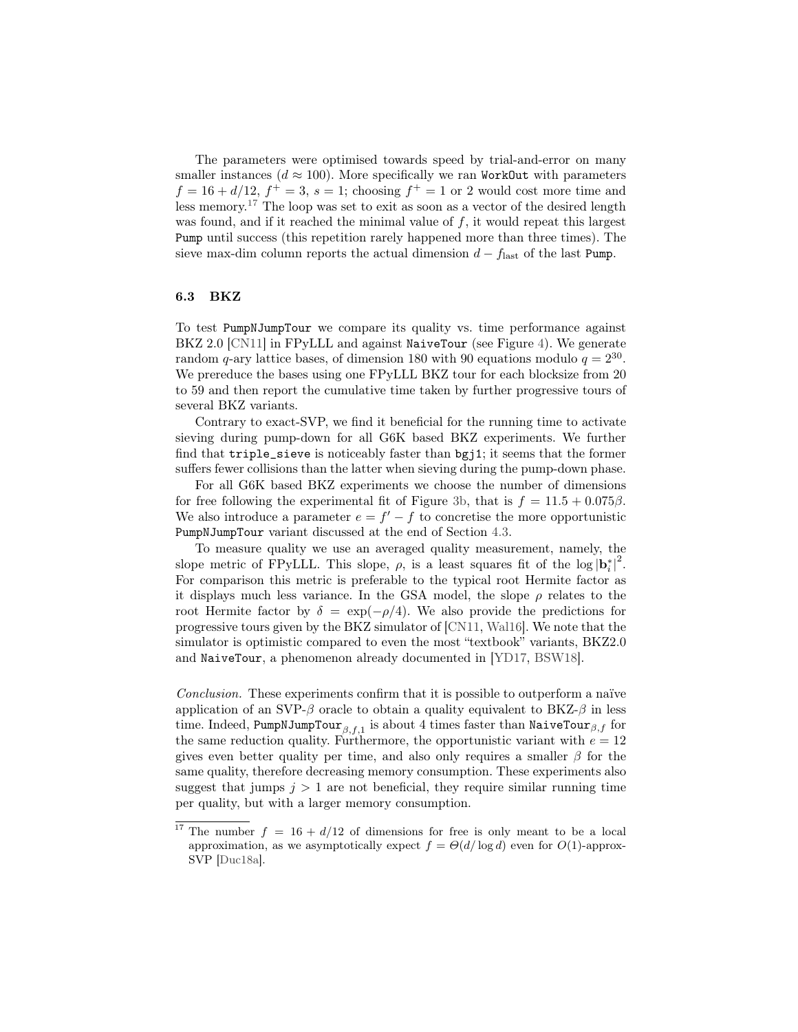The parameters were optimised towards speed by trial-and-error on many smaller instances ($d \approx 100$). More specifically we ran `WorkOut` with parameters $f = 16 + d/12$, $f^+ = 3$, $s = 1$; choosing $f^+ = 1$ or 2 would cost more time and less memory.[17] The loop was set to exit as soon as a vector of the desired length was found, and if it reached the minimal value of $f$, it would repeat this largest `Pump` until success (this repetition rarely happened more than three times). The sieve max-dim column reports the actual dimension $d - f_{\text{last}}$ of the last `Pump`.

### 6.3 BKZ

To test `PumpNJumpTour` we compare its quality vs. time performance against BKZ 2.0 [CN11] in FPyLLL and against `NaiveTour` (see Figure 4). We generate random $q$-ary lattice bases, of dimension 180 with 90 equations modulo $q = 2^{30}$. We prereduce the bases using one FPyLLL BKZ tour for each blocksize from 20 to 59 and then report the cumulative time taken by further progressive tours of several BKZ variants.

Contrary to exact-SVP, we find it beneficial for the running time to activate sieving during pump-down for all G6K based BKZ experiments. We further find that `triple_sieve` is noticeably faster than `bgj1`; it seems that the former suffers fewer collisions than the latter when sieving during the pump-down phase.

For all G6K based BKZ experiments we choose the number of dimensions for free following the experimental fit of Figure 3b, that is $f = 11.5 + 0.075\beta$. We also introduce a parameter $e = f' - f$ to concretise the more opportunistic `PumpNJumpTour` variant discussed at the end of Section 4.3.

To measure quality we use an averaged quality measurement, namely, the slope metric of FPyLLL. This slope, $\rho$, is a least squares fit of the $\log |\mathbf{b}_i^*|^2$. For comparison this metric is preferable to the typical root Hermite factor as it displays much less variance. In the GSA model, the slope $\rho$ relates to the root Hermite factor by $\delta = \exp(-\rho/4)$. We also provide the predictions for progressive tours given by the BKZ simulator of [CN11, Wal16]. We note that the simulator is optimistic compared to even the most "textbook" variants, BKZ2.0 and `NaiveTour`, a phenomenon already documented in [YD17, BSW18].

*Conclusion.* These experiments confirm that it is possible to outperform a naïve application of an SVP-$\beta$ oracle to obtain a quality equivalent to BKZ-$\beta$ in less time. Indeed, $\texttt{PumpNJumpTour}_{\beta,f,1}$ is about 4 times faster than $\texttt{NaiveTour}_{\beta,f}$ for the same reduction quality. Furthermore, the opportunistic variant with $e = 12$ gives even better quality per time, and also only requires a smaller $\beta$ for the same quality, therefore decreasing memory consumption. These experiments also suggest that jumps $j > 1$ are not beneficial, they require similar running time per quality, but with a larger memory consumption.

---

[17] The number $f = 16 + d/12$ of dimensions for free is only meant to be a local approximation, as we asymptotically expect $f = \Theta(d/\log d)$ even for $O(1)$-approx-SVP [Duc18a].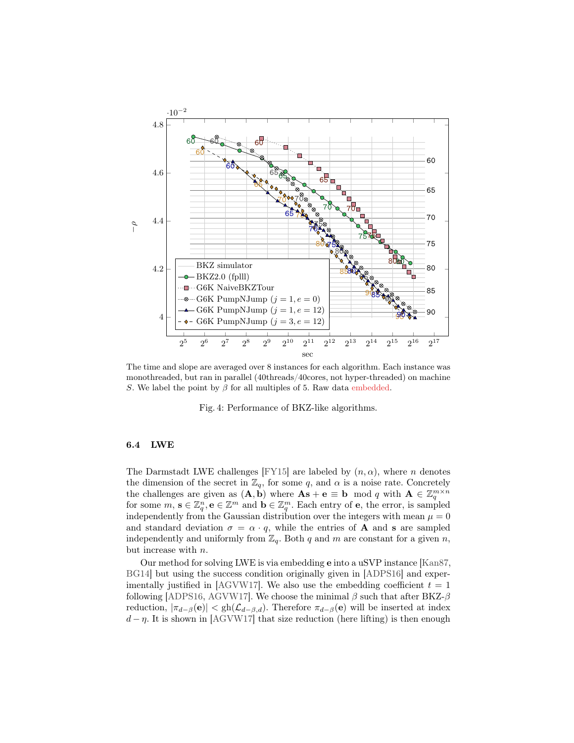The time and slope are averaged over 8 instances for each algorithm. Each instance was monothreaded, but ran in parallel (40threads/40cores, not hyper-threaded) on machine $S$. We label the point by $\beta$ for all multiples of 5. Raw data embedded.

Fig. 4: Performance of BKZ-like algorithms.

### 6.4 LWE

The Darmstadt LWE challenges [FY15] are labeled by $(n, \alpha)$, where $n$ denotes the dimension of the secret in $\mathbb{Z}_q$, for some $q$, and $\alpha$ is a noise rate. Concretely the challenges are given as $(\mathbf{A}, \mathbf{b})$ where $\mathbf{A}\mathbf{s} + \mathbf{e} \equiv \mathbf{b} \mod q$ with $\mathbf{A} \in \mathbb{Z}_q^{m \times n}$ for some $m$, $\mathbf{s} \in \mathbb{Z}_q^n, \mathbf{e} \in \mathbb{Z}^m$ and $\mathbf{b} \in \mathbb{Z}_q^m$. Each entry of $\mathbf{e}$, the error, is sampled independently from the Gaussian distribution over the integers with mean $\mu = 0$ and standard deviation $\sigma = \alpha \cdot q$, while the entries of $\mathbf{A}$ and $\mathbf{s}$ are sampled independently and uniformly from $\mathbb{Z}_q$. Both $q$ and $m$ are constant for a given $n$, but increase with $n$.

Our method for solving LWE is via embedding $\mathbf{e}$ into a uSVP instance [Kan87, BG14] but using the success condition originally given in [ADPS16] and experimentally justified in [AGVW17]. We also use the embedding coefficient $t = 1$ following [ADPS16, AGVW17]. We choose the minimal $\beta$ such that after BKZ-$\beta$ reduction, $|\pi_{d-\beta}(\mathbf{e})| < \mathrm{gh}(\mathcal{L}_{d-\beta,d})$. Therefore $\pi_{d-\beta}(\mathbf{e})$ will be inserted at index $d - \eta$. It is shown in [AGVW17] that size reduction (here lifting) is then enough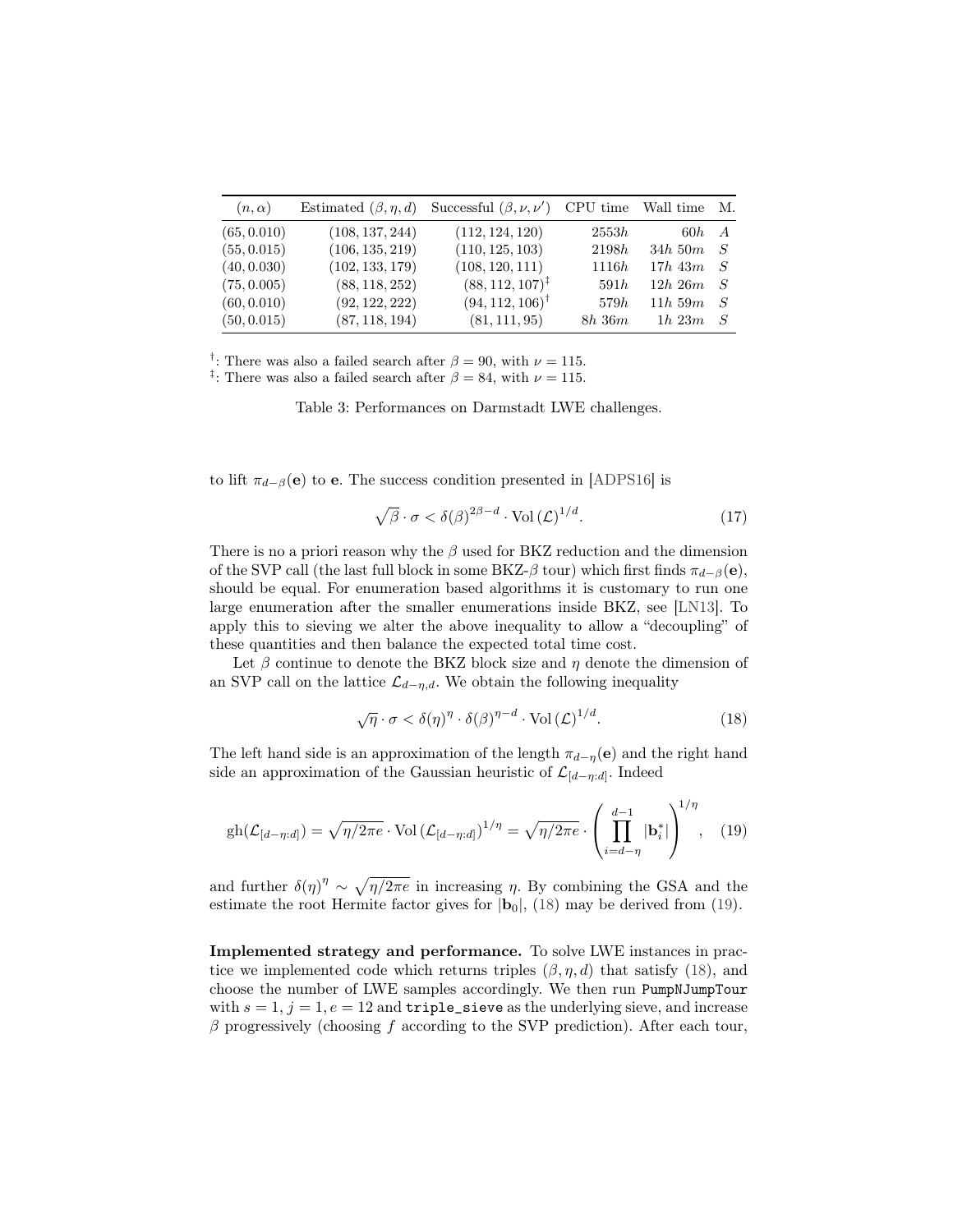| $(n, \alpha)$ | Estimated $(\beta, \eta, d)$ | Successful $(\beta, \nu, \nu')$ | CPU time | Wall time | M. |
|---|---|---|---|---|---|
| $(65, 0.010)$ | $(108, 137, 244)$ | $(112, 124, 120)$ | $2553h$ | $60h$ | $A$ |
| $(55, 0.015)$ | $(106, 135, 219)$ | $(110, 125, 103)$ | $2198h$ | $34h\ 50m$ | $S$ |
| $(40, 0.030)$ | $(102, 133, 179)$ | $(108, 120, 111)$ | $1116h$ | $17h\ 43m$ | $S$ |
| $(75, 0.005)$ | $(88, 118, 252)$ | $(88, 112, 107)^{\ddagger}$ | $591h$ | $12h\ 26m$ | $S$ |
| $(60, 0.010)$ | $(92, 122, 222)$ | $(94, 112, 106)^{\dagger}$ | $579h$ | $11h\ 59m$ | $S$ |
| $(50, 0.015)$ | $(87, 118, 194)$ | $(81, 111, 95)$ | $8h\ 36m$ | $1h\ 23m$ | $S$ |

†: There was also a failed search after $\beta = 90$, with $\nu = 115$.
‡: There was also a failed search after $\beta = 84$, with $\nu = 115$.

Table 3: Performances on Darmstadt LWE challenges.

to lift $\pi_{d-\beta}(\mathbf{e})$ to $\mathbf{e}$. The success condition presented in [ADPS16] is

$$\sqrt{\beta} \cdot \sigma < \delta(\beta)^{2\beta - d} \cdot \mathrm{Vol}\,(\mathcal{L})^{1/d}. \tag{17}$$

There is no a priori reason why the $\beta$ used for BKZ reduction and the dimension of the SVP call (the last full block in some BKZ-$\beta$ tour) which first finds $\pi_{d-\beta}(\mathbf{e})$, should be equal. For enumeration based algorithms it is customary to run one large enumeration after the smaller enumerations inside BKZ, see [LN13]. To apply this to sieving we alter the above inequality to allow a "decoupling" of these quantities and then balance the expected total time cost.

Let $\beta$ continue to denote the BKZ block size and $\eta$ denote the dimension of an SVP call on the lattice $\mathcal{L}_{d-\eta,d}$. We obtain the following inequality

$$\sqrt{\eta} \cdot \sigma < \delta(\eta)^{\eta} \cdot \delta(\beta)^{\eta - d} \cdot \mathrm{Vol}\,(\mathcal{L})^{1/d}. \tag{18}$$

The left hand side is an approximation of the length $\pi_{d-\eta}(\mathbf{e})$ and the right hand side an approximation of the Gaussian heuristic of $\mathcal{L}_{[d-\eta:d]}$. Indeed

$$\mathrm{gh}(\mathcal{L}_{[d-\eta:d]}) = \sqrt{\eta/2\pi e} \cdot \mathrm{Vol}\,(\mathcal{L}_{[d-\eta:d]})^{1/\eta} = \sqrt{\eta/2\pi e} \cdot \left( \prod_{i=d-\eta}^{d-1} |\mathbf{b}_i^*| \right)^{1/\eta}, \tag{19}$$

and further $\delta(\eta)^{\eta} \sim \sqrt{\eta/2\pi e}$ in increasing $\eta$. By combining the GSA and the estimate the root Hermite factor gives for $|\mathbf{b}_0|$, (18) may be derived from (19).

**Implemented strategy and performance.** To solve LWE instances in practice we implemented code which returns triples $(\beta, \eta, d)$ that satisfy (18), and choose the number of LWE samples accordingly. We then run `PumpNJumpTour` with $s = 1, j = 1, e = 12$ and `triple_sieve` as the underlying sieve, and increase $\beta$ progressively (choosing $f$ according to the SVP prediction). After each tour,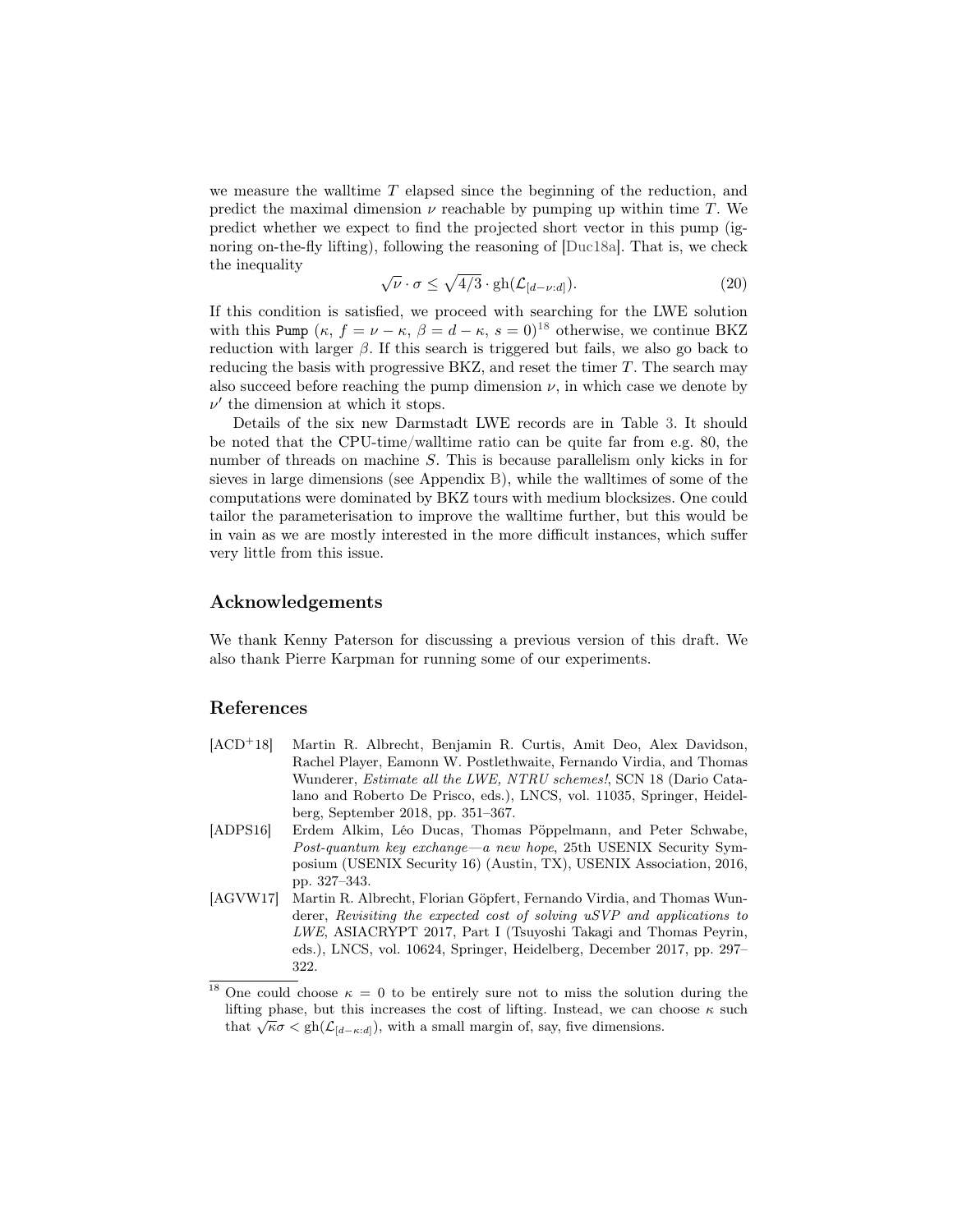we measure the walltime $T$ elapsed since the beginning of the reduction, and predict the maximal dimension $\nu$ reachable by pumping up within time $T$. We predict whether we expect to find the projected short vector in this pump (ignoring on-the-fly lifting), following the reasoning of [Duc18a]. That is, we check the inequality

$$\sqrt{\nu} \cdot \sigma \leq \sqrt{4/3} \cdot \mathrm{gh}(\mathcal{L}_{[d-\nu:d]}). \tag{20}$$

If this condition is satisfied, we proceed with searching for the LWE solution with this Pump ($\kappa$, $f = \nu - \kappa$, $\beta = d - \kappa$, $s = 0$)[18] otherwise, we continue BKZ reduction with larger $\beta$. If this search is triggered but fails, we also go back to reducing the basis with progressive BKZ, and reset the timer $T$. The search may also succeed before reaching the pump dimension $\nu$, in which case we denote by $\nu'$ the dimension at which it stops.

Details of the six new Darmstadt LWE records are in Table 3. It should be noted that the CPU-time/walltime ratio can be quite far from e.g. 80, the number of threads on machine $S$. This is because parallelism only kicks in for sieves in large dimensions (see Appendix B), while the walltimes of some of the computations were dominated by BKZ tours with medium blocksizes. One could tailor the parameterisation to improve the walltime further, but this would be in vain as we are mostly interested in the more difficult instances, which suffer very little from this issue.

## Acknowledgements

We thank Kenny Paterson for discussing a previous version of this draft. We also thank Pierre Karpman for running some of our experiments.

## References

[ACD+18] Martin R. Albrecht, Benjamin R. Curtis, Amit Deo, Alex Davidson, Rachel Player, Eamonn W. Postlethwaite, Fernando Virdia, and Thomas Wunderer, *Estimate all the LWE, NTRU schemes!*, SCN 18 (Dario Catalano and Roberto De Prisco, eds.), LNCS, vol. 11035, Springer, Heidelberg, September 2018, pp. 351–367.

[ADPS16] Erdem Alkim, Léo Ducas, Thomas Pöppelmann, and Peter Schwabe, *Post-quantum key exchange—a new hope*, 25th USENIX Security Symposium (USENIX Security 16) (Austin, TX), USENIX Association, 2016, pp. 327–343.

[AGVW17] Martin R. Albrecht, Florian Göpfert, Fernando Virdia, and Thomas Wunderer, *Revisiting the expected cost of solving uSVP and applications to LWE*, ASIACRYPT 2017, Part I (Tsuyoshi Takagi and Thomas Peyrin, eds.), LNCS, vol. 10624, Springer, Heidelberg, December 2017, pp. 297–322.

[18] One could choose $\kappa = 0$ to be entirely sure not to miss the solution during the lifting phase, but this increases the cost of lifting. Instead, we can choose $\kappa$ such that $\sqrt{\kappa}\sigma < \mathrm{gh}(\mathcal{L}_{[d-\kappa:d]})$, with a small margin of, say, five dimensions.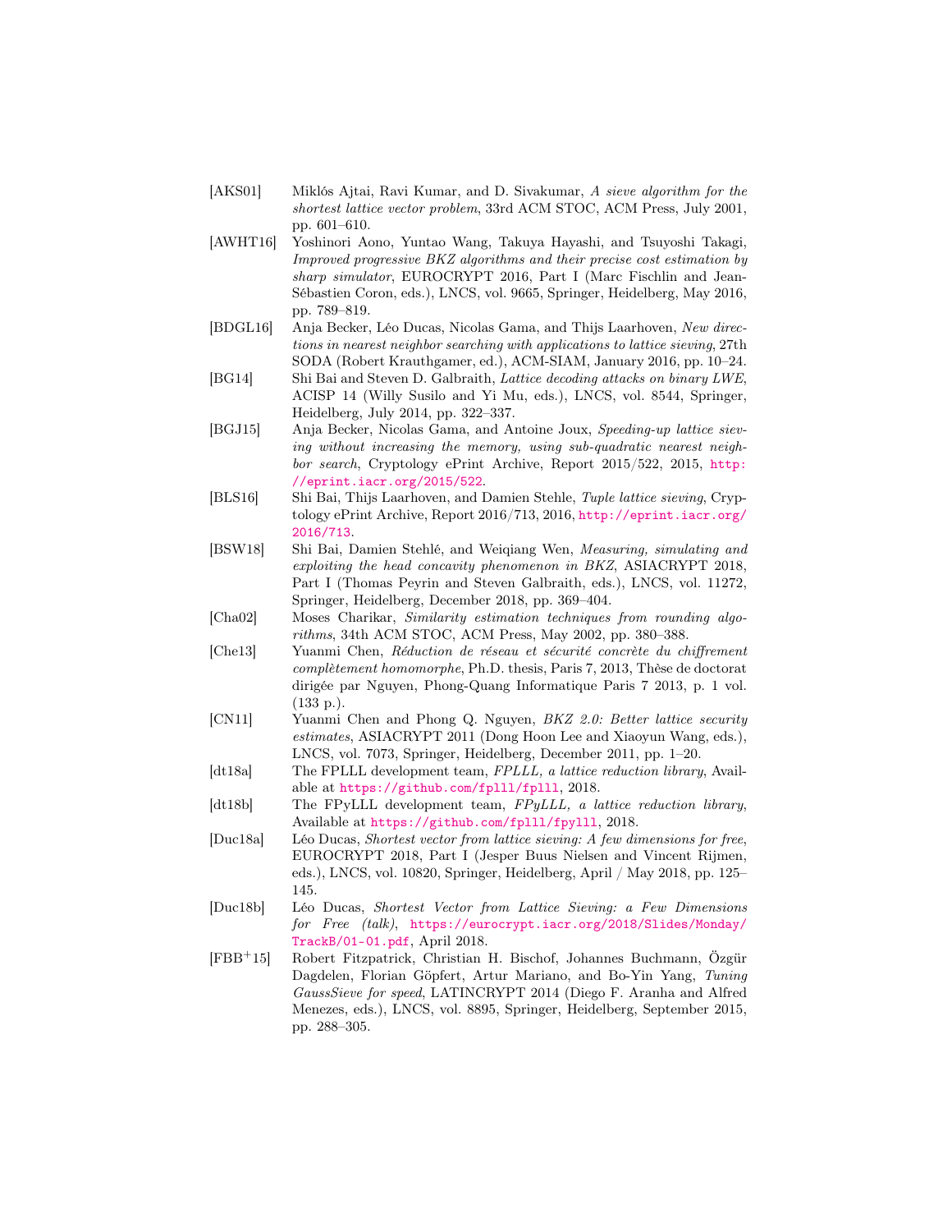[AKS01] Miklós Ajtai, Ravi Kumar, and D. Sivakumar, *A sieve algorithm for the shortest lattice vector problem*, 33rd ACM STOC, ACM Press, July 2001, pp. 601–610.

[AWHT16] Yoshinori Aono, Yuntao Wang, Takuya Hayashi, and Tsuyoshi Takagi, *Improved progressive BKZ algorithms and their precise cost estimation by sharp simulator*, EUROCRYPT 2016, Part I (Marc Fischlin and Jean-Sébastien Coron, eds.), LNCS, vol. 9665, Springer, Heidelberg, May 2016, pp. 789–819.

[BDGL16] Anja Becker, Léo Ducas, Nicolas Gama, and Thijs Laarhoven, *New directions in nearest neighbor searching with applications to lattice sieving*, 27th SODA (Robert Krauthgamer, ed.), ACM-SIAM, January 2016, pp. 10–24.

[BG14] Shi Bai and Steven D. Galbraith, *Lattice decoding attacks on binary LWE*, ACISP 14 (Willy Susilo and Yi Mu, eds.), LNCS, vol. 8544, Springer, Heidelberg, July 2014, pp. 322–337.

[BGJ15] Anja Becker, Nicolas Gama, and Antoine Joux, *Speeding-up lattice sieving without increasing the memory, using sub-quadratic nearest neighbor search*, Cryptology ePrint Archive, Report 2015/522, 2015, http://eprint.iacr.org/2015/522.

[BLS16] Shi Bai, Thijs Laarhoven, and Damien Stehle, *Tuple lattice sieving*, Cryptology ePrint Archive, Report 2016/713, 2016, http://eprint.iacr.org/2016/713.

[BSW18] Shi Bai, Damien Stehlé, and Weiqiang Wen, *Measuring, simulating and exploiting the head concavity phenomenon in BKZ*, ASIACRYPT 2018, Part I (Thomas Peyrin and Steven Galbraith, eds.), LNCS, vol. 11272, Springer, Heidelberg, December 2018, pp. 369–404.

[Cha02] Moses Charikar, *Similarity estimation techniques from rounding algorithms*, 34th ACM STOC, ACM Press, May 2002, pp. 380–388.

[Che13] Yuanmi Chen, *Réduction de réseau et sécurité concrète du chiffrement complètement homomorphe*, Ph.D. thesis, Paris 7, 2013, Thèse de doctorat dirigée par Nguyen, Phong-Quang Informatique Paris 7 2013, p. 1 vol. (133 p.).

[CN11] Yuanmi Chen and Phong Q. Nguyen, *BKZ 2.0: Better lattice security estimates*, ASIACRYPT 2011 (Dong Hoon Lee and Xiaoyun Wang, eds.), LNCS, vol. 7073, Springer, Heidelberg, December 2011, pp. 1–20.

[dt18a] The FPLLL development team, *FPLLL, a lattice reduction library*, Available at https://github.com/fplll/fplll, 2018.

[dt18b] The FPyLLL development team, *FPyLLL, a lattice reduction library*, Available at https://github.com/fplll/fpylll, 2018.

[Duc18a] Léo Ducas, *Shortest vector from lattice sieving: A few dimensions for free*, EUROCRYPT 2018, Part I (Jesper Buus Nielsen and Vincent Rijmen, eds.), LNCS, vol. 10820, Springer, Heidelberg, April / May 2018, pp. 125–145.

[Duc18b] Léo Ducas, *Shortest Vector from Lattice Sieving: a Few Dimensions for Free (talk)*, https://eurocrypt.iacr.org/2018/Slides/Monday/TrackB/01-01.pdf, April 2018.

[FBB+15] Robert Fitzpatrick, Christian H. Bischof, Johannes Buchmann, Özgür Dagdelen, Florian Göpfert, Artur Mariano, and Bo-Yin Yang, *Tuning GaussSieve for speed*, LATINCRYPT 2014 (Diego F. Aranha and Alfred Menezes, eds.), LNCS, vol. 8895, Springer, Heidelberg, September 2015, pp. 288–305.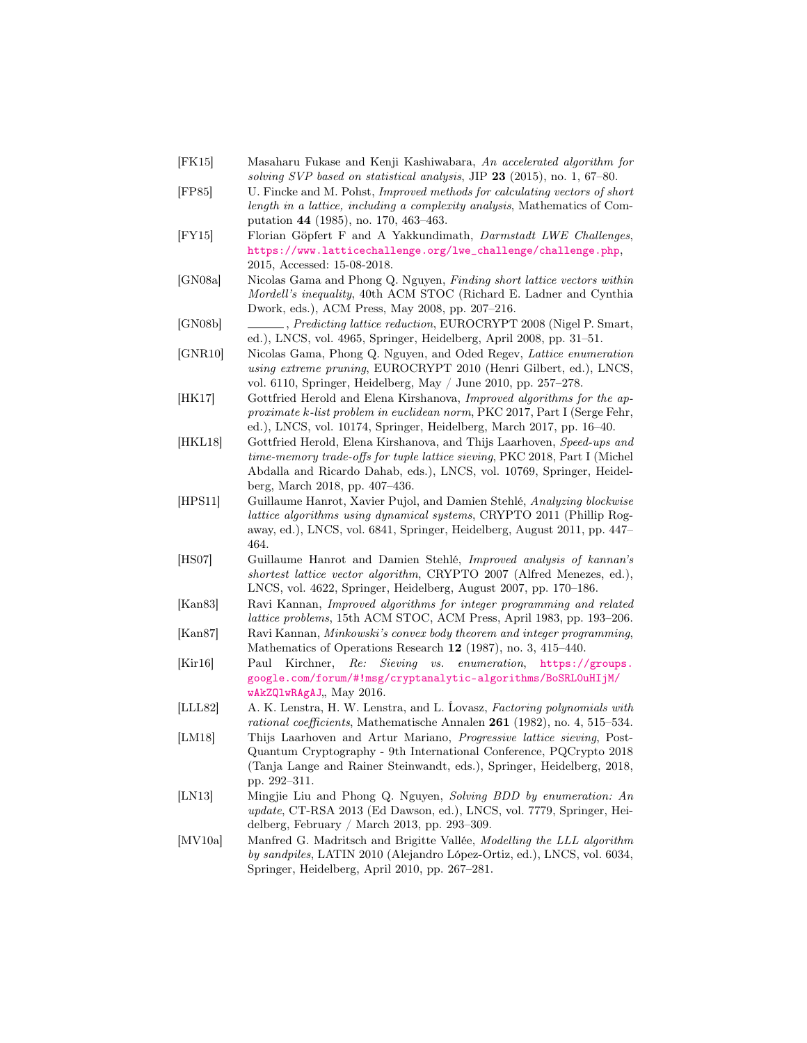- [FK15] Masaharu Fukase and Kenji Kashiwabara, *An accelerated algorithm for solving SVP based on statistical analysis*, JIP **23** (2015), no. 1, 67–80.
- [FP85] U. Fincke and M. Pohst, *Improved methods for calculating vectors of short length in a lattice, including a complexity analysis*, Mathematics of Computation **44** (1985), no. 170, 463–463.
- [FY15] Florian Göpfert F and A Yakkundimath, *Darmstadt LWE Challenges*, https://www.latticechallenge.org/lwe_challenge/challenge.php, 2015, Accessed: 15-08-2018.
- [GN08a] Nicolas Gama and Phong Q. Nguyen, *Finding short lattice vectors within Mordell's inequality*, 40th ACM STOC (Richard E. Ladner and Cynthia Dwork, eds.), ACM Press, May 2008, pp. 207–216.
- [GN08b] ______ , *Predicting lattice reduction*, EUROCRYPT 2008 (Nigel P. Smart, ed.), LNCS, vol. 4965, Springer, Heidelberg, April 2008, pp. 31–51.
- [GNR10] Nicolas Gama, Phong Q. Nguyen, and Oded Regev, *Lattice enumeration using extreme pruning*, EUROCRYPT 2010 (Henri Gilbert, ed.), LNCS, vol. 6110, Springer, Heidelberg, May / June 2010, pp. 257–278.
- [HK17] Gottfried Herold and Elena Kirshanova, *Improved algorithms for the approximate k-list problem in euclidean norm*, PKC 2017, Part I (Serge Fehr, ed.), LNCS, vol. 10174, Springer, Heidelberg, March 2017, pp. 16–40.
- [HKL18] Gottfried Herold, Elena Kirshanova, and Thijs Laarhoven, *Speed-ups and time-memory trade-offs for tuple lattice sieving*, PKC 2018, Part I (Michel Abdalla and Ricardo Dahab, eds.), LNCS, vol. 10769, Springer, Heidelberg, March 2018, pp. 407–436.
- [HPS11] Guillaume Hanrot, Xavier Pujol, and Damien Stehlé, *Analyzing blockwise lattice algorithms using dynamical systems*, CRYPTO 2011 (Phillip Rogaway, ed.), LNCS, vol. 6841, Springer, Heidelberg, August 2011, pp. 447–464.
- [HS07] Guillaume Hanrot and Damien Stehlé, *Improved analysis of kannan's shortest lattice vector algorithm*, CRYPTO 2007 (Alfred Menezes, ed.), LNCS, vol. 4622, Springer, Heidelberg, August 2007, pp. 170–186.
- [Kan83] Ravi Kannan, *Improved algorithms for integer programming and related lattice problems*, 15th ACM STOC, ACM Press, April 1983, pp. 193–206.
- [Kan87] Ravi Kannan, *Minkowski's convex body theorem and integer programming*, Mathematics of Operations Research **12** (1987), no. 3, 415–440.
- [Kir16] Paul Kirchner, *Re: Sieving vs. enumeration*, https://groups.google.com/forum/#!msg/cryptanalytic-algorithms/BoSRL0uHIjM/wAkZQlwRAgAJ,, May 2016.
- [LLL82] A. K. Lenstra, H. W. Lenstra, and L. Ĺovasz, *Factoring polynomials with rational coefficients*, Mathematische Annalen **261** (1982), no. 4, 515–534.
- [LM18] Thijs Laarhoven and Artur Mariano, *Progressive lattice sieving*, Post-Quantum Cryptography - 9th International Conference, PQCrypto 2018 (Tanja Lange and Rainer Steinwandt, eds.), Springer, Heidelberg, 2018, pp. 292–311.
- [LN13] Mingjie Liu and Phong Q. Nguyen, *Solving BDD by enumeration: An update*, CT-RSA 2013 (Ed Dawson, ed.), LNCS, vol. 7779, Springer, Heidelberg, February / March 2013, pp. 293–309.
- [MV10a] Manfred G. Madritsch and Brigitte Vallée, *Modelling the LLL algorithm by sandpiles*, LATIN 2010 (Alejandro López-Ortiz, ed.), LNCS, vol. 6034, Springer, Heidelberg, April 2010, pp. 267–281.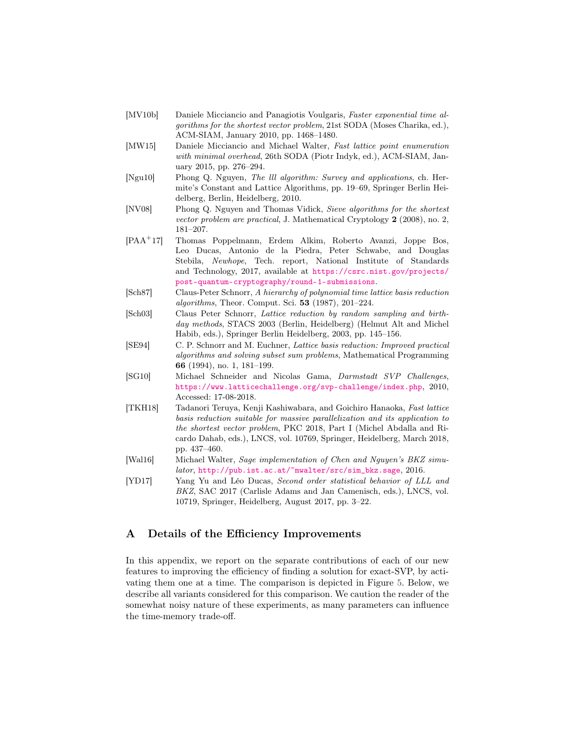- [MV10b] Daniele Micciancio and Panagiotis Voulgaris, *Faster exponential time algorithms for the shortest vector problem*, 21st SODA (Moses Charika, ed.), ACM-SIAM, January 2010, pp. 1468–1480.
- [MW15] Daniele Micciancio and Michael Walter, *Fast lattice point enumeration with minimal overhead*, 26th SODA (Piotr Indyk, ed.), ACM-SIAM, January 2015, pp. 276–294.
- [Ngu10] Phong Q. Nguyen, *The lll algorithm: Survey and applications*, ch. Hermite's Constant and Lattice Algorithms, pp. 19–69, Springer Berlin Heidelberg, Berlin, Heidelberg, 2010.
- [NV08] Phong Q. Nguyen and Thomas Vidick, *Sieve algorithms for the shortest vector problem are practical*, J. Mathematical Cryptology **2** (2008), no. 2, 181–207.
- [PAA+17] Thomas Poppelmann, Erdem Alkim, Roberto Avanzi, Joppe Bos, Leo Ducas, Antonio de la Piedra, Peter Schwabe, and Douglas Stebila, *Newhope*, Tech. report, National Institute of Standards and Technology, 2017, available at https://csrc.nist.gov/projects/post-quantum-cryptography/round-1-submissions.
- [Sch87] Claus-Peter Schnorr, *A hierarchy of polynomial time lattice basis reduction algorithms*, Theor. Comput. Sci. **53** (1987), 201–224.
- [Sch03] Claus Peter Schnorr, *Lattice reduction by random sampling and birthday methods*, STACS 2003 (Berlin, Heidelberg) (Helmut Alt and Michel Habib, eds.), Springer Berlin Heidelberg, 2003, pp. 145–156.
- [SE94] C. P. Schnorr and M. Euchner, *Lattice basis reduction: Improved practical algorithms and solving subset sum problems*, Mathematical Programming **66** (1994), no. 1, 181–199.
- [SG10] Michael Schneider and Nicolas Gama, *Darmstadt SVP Challenges*, https://www.latticechallenge.org/svp-challenge/index.php, 2010, Accessed: 17-08-2018.
- [TKH18] Tadanori Teruya, Kenji Kashiwabara, and Goichiro Hanaoka, *Fast lattice basis reduction suitable for massive parallelization and its application to the shortest vector problem*, PKC 2018, Part I (Michel Abdalla and Ricardo Dahab, eds.), LNCS, vol. 10769, Springer, Heidelberg, March 2018, pp. 437–460.
- [Wal16] Michael Walter, *Sage implementation of Chen and Nguyen's BKZ simulator*, http://pub.ist.ac.at/~mwalter/src/sim_bkz.sage, 2016.
- [YD17] Yang Yu and Léo Ducas, *Second order statistical behavior of LLL and BKZ*, SAC 2017 (Carlisle Adams and Jan Camenisch, eds.), LNCS, vol. 10719, Springer, Heidelberg, August 2017, pp. 3–22.

## A Details of the Efficiency Improvements

In this appendix, we report on the separate contributions of each of our new features to improving the efficiency of finding a solution for exact-SVP, by activating them one at a time. The comparison is depicted in Figure 5. Below, we describe all variants considered for this comparison. We caution the reader of the somewhat noisy nature of these experiments, as many parameters can influence the time-memory trade-off.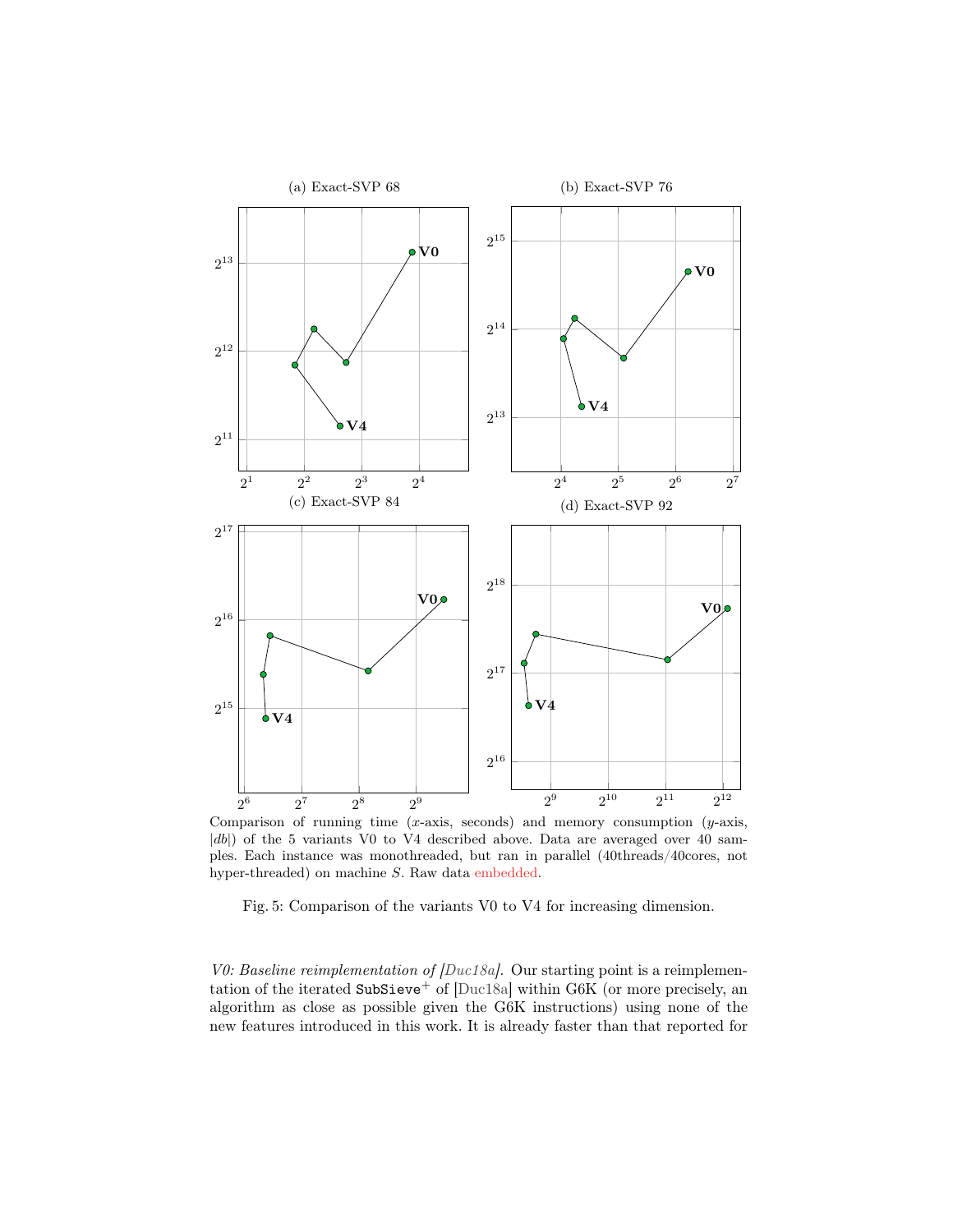(a) Exact-SVP 68

(b) Exact-SVP 76

(c) Exact-SVP 84

(d) Exact-SVP 92

Comparison of running time ($x$-axis, seconds) and memory consumption ($y$-axis, $|db|$) of the 5 variants V0 to V4 described above. Data are averaged over 40 samples. Each instance was monothreaded, but ran in parallel (40threads/40cores, not hyper-threaded) on machine $S$. Raw data embedded.

Fig. 5: Comparison of the variants V0 to V4 for increasing dimension.

*V0: Baseline reimplementation of [Duc18a].* Our starting point is a reimplementation of the iterated $\texttt{SubSieve}^{+}$ of [Duc18a] within G6K (or more precisely, an algorithm as close as possible given the G6K instructions) using none of the new features introduced in this work. It is already faster than that reported for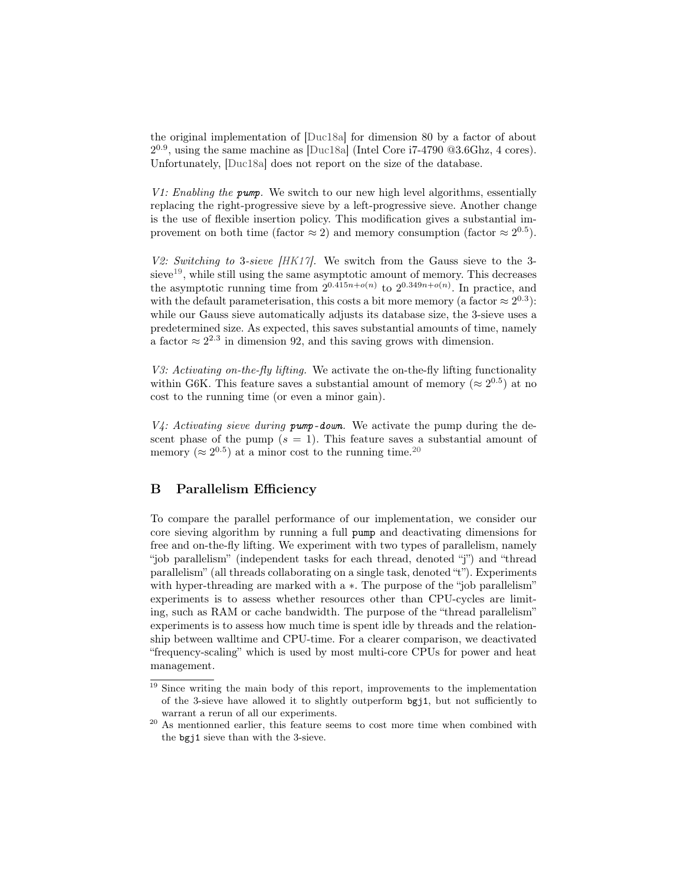the original implementation of [Duc18a] for dimension 80 by a factor of about $2^{0.9}$, using the same machine as [Duc18a] (Intel Core i7-4790 @3.6Ghz, 4 cores). Unfortunately, [Duc18a] does not report on the size of the database.

*V1: Enabling the **pump**.* We switch to our new high level algorithms, essentially replacing the right-progressive sieve by a left-progressive sieve. Another change is the use of flexible insertion policy. This modification gives a substantial improvement on both time (factor $\approx 2$) and memory consumption (factor $\approx 2^{0.5}$).

*V2: Switching to 3-sieve [HK17].* We switch from the Gauss sieve to the 3-sieve[19], while still using the same asymptotic amount of memory. This decreases the asymptotic running time from $2^{0.415n+o(n)}$ to $2^{0.349n+o(n)}$. In practice, and with the default parameterisation, this costs a bit more memory (a factor $\approx 2^{0.3}$): while our Gauss sieve automatically adjusts its database size, the 3-sieve uses a predetermined size. As expected, this saves substantial amounts of time, namely a factor $\approx 2^{2.3}$ in dimension 92, and this saving grows with dimension.

*V3: Activating on-the-fly lifting.* We activate the on-the-fly lifting functionality within G6K. This feature saves a substantial amount of memory ($\approx 2^{0.5}$) at no cost to the running time (or even a minor gain).

*V4: Activating sieve during **pump-down**.* We activate the pump during the descent phase of the pump ($s = 1$). This feature saves a substantial amount of memory ($\approx 2^{0.5}$) at a minor cost to the running time.[20]

## B Parallelism Efficiency

To compare the parallel performance of our implementation, we consider our core sieving algorithm by running a full `pump` and deactivating dimensions for free and on-the-fly lifting. We experiment with two types of parallelism, namely "job parallelism" (independent tasks for each thread, denoted "j") and "thread parallelism" (all threads collaborating on a single task, denoted "t"). Experiments with hyper-threading are marked with a $*$. The purpose of the "job parallelism" experiments is to assess whether resources other than CPU-cycles are limiting, such as RAM or cache bandwidth. The purpose of the "thread parallelism" experiments is to assess how much time is spent idle by threads and the relationship between walltime and CPU-time. For a clearer comparison, we deactivated "frequency-scaling" which is used by most multi-core CPUs for power and heat management.

---

[19] Since writing the main body of this report, improvements to the implementation of the 3-sieve have allowed it to slightly outperform `bgj1`, but not sufficiently to warrant a rerun of all our experiments.

[20] As mentionned earlier, this feature seems to cost more time when combined with the `bgj1` sieve than with the 3-sieve.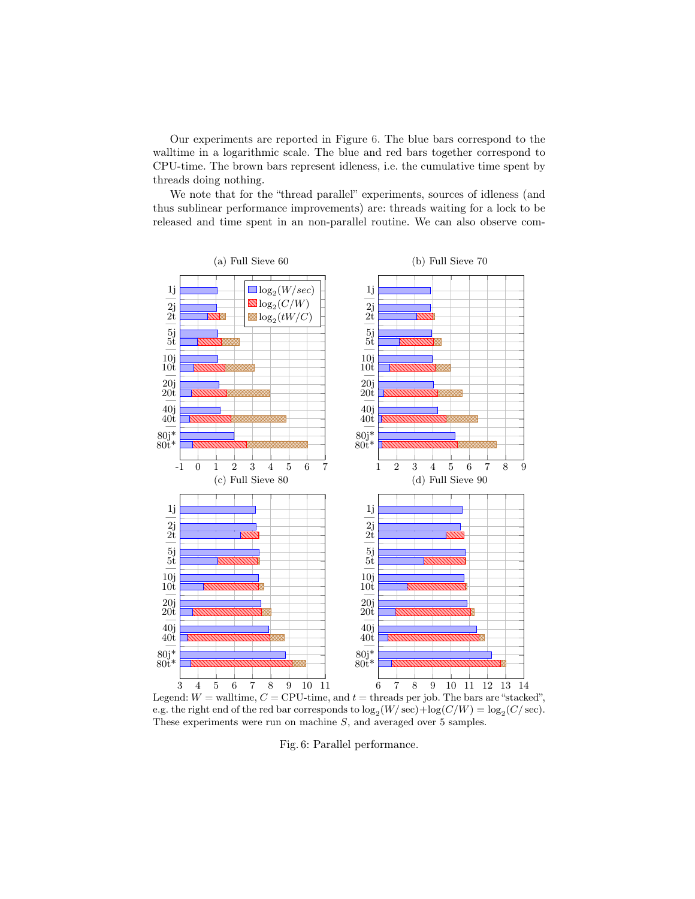Our experiments are reported in Figure 6. The blue bars correspond to the walltime in a logarithmic scale. The blue and red bars together correspond to CPU-time. The brown bars represent idleness, i.e. the cumulative time spent by threads doing nothing.

We note that for the "thread parallel" experiments, sources of idleness (and thus sublinear performance improvements) are: threads waiting for a lock to be released and time spent in an non-parallel routine. We can also observe com-

(a) Full Sieve 60 (b) Full Sieve 70 (c) Full Sieve 80 (d) Full Sieve 90

Legend: $W$ = walltime, $C$ = CPU-time, and $t$ = threads per job. The bars are "stacked", e.g. the right end of the red bar corresponds to $\log_2(W/\text{sec}) + \log(C/W) = \log_2(C/\text{sec})$. These experiments were run on machine $S$, and averaged over 5 samples.

Fig. 6: Parallel performance.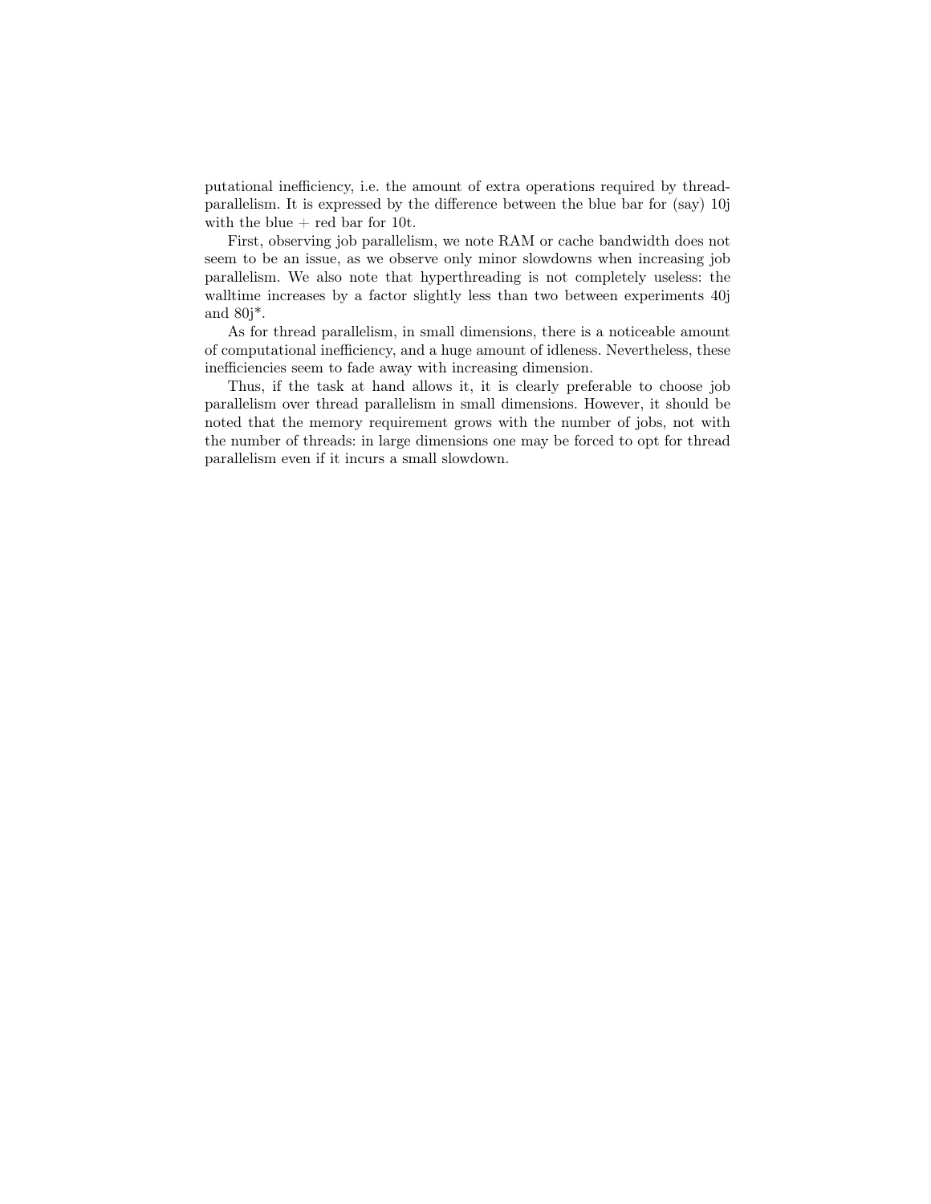putational inefficiency, i.e. the amount of extra operations required by thread-parallelism. It is expressed by the difference between the blue bar for (say) 10j with the blue + red bar for 10t.

First, observing job parallelism, we note RAM or cache bandwidth does not seem to be an issue, as we observe only minor slowdowns when increasing job parallelism. We also note that hyperthreading is not completely useless: the walltime increases by a factor slightly less than two between experiments 40j and 80j*.

As for thread parallelism, in small dimensions, there is a noticeable amount of computational inefficiency, and a huge amount of idleness. Nevertheless, these inefficiencies seem to fade away with increasing dimension.

Thus, if the task at hand allows it, it is clearly preferable to choose job parallelism over thread parallelism in small dimensions. However, it should be noted that the memory requirement grows with the number of jobs, not with the number of threads: in large dimensions one may be forced to opt for thread parallelism even if it incurs a small slowdown.